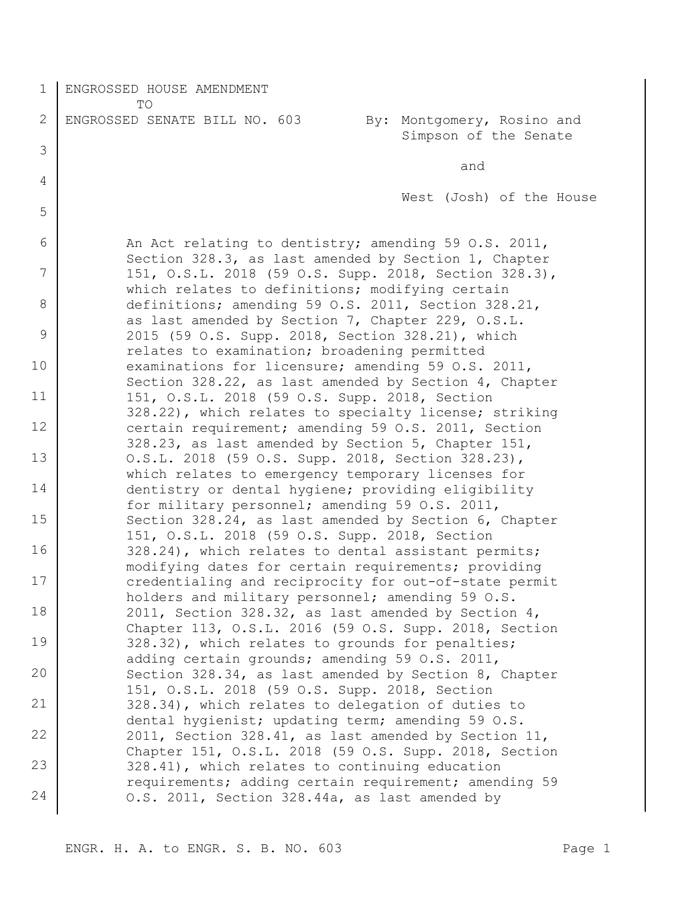ENGROSSED HOUSE AMENDMENT
TO
ENGROSSED SENATE BILL NO. 603 By: Montgomery, Rosino and Simpson of the Senate

and

West (Josh) of the House

An Act relating to dentistry; amending 59 O.S. 2011, Section 328.3, as last amended by Section 1, Chapter 151, O.S.L. 2018 (59 O.S. Supp. 2018, Section 328.3), which relates to definitions; modifying certain definitions; amending 59 O.S. 2011, Section 328.21, as last amended by Section 7, Chapter 229, O.S.L. 2015 (59 O.S. Supp. 2018, Section 328.21), which relates to examination; broadening permitted examinations for licensure; amending 59 O.S. 2011, Section 328.22, as last amended by Section 4, Chapter 151, O.S.L. 2018 (59 O.S. Supp. 2018, Section 328.22), which relates to specialty license; striking certain requirement; amending 59 O.S. 2011, Section 328.23, as last amended by Section 5, Chapter 151, O.S.L. 2018 (59 O.S. Supp. 2018, Section 328.23), which relates to emergency temporary licenses for dentistry or dental hygiene; providing eligibility for military personnel; amending 59 O.S. 2011, Section 328.24, as last amended by Section 6, Chapter 151, O.S.L. 2018 (59 O.S. Supp. 2018, Section 328.24), which relates to dental assistant permits; modifying dates for certain requirements; providing credentialing and reciprocity for out-of-state permit holders and military personnel; amending 59 O.S. 2011, Section 328.32, as last amended by Section 4, Chapter 113, O.S.L. 2016 (59 O.S. Supp. 2018, Section 328.32), which relates to grounds for penalties; adding certain grounds; amending 59 O.S. 2011, Section 328.34, as last amended by Section 8, Chapter 151, O.S.L. 2018 (59 O.S. Supp. 2018, Section 328.34), which relates to delegation of duties to dental hygienist; updating term; amending 59 O.S. 2011, Section 328.41, as last amended by Section 11, Chapter 151, O.S.L. 2018 (59 O.S. Supp. 2018, Section 328.41), which relates to continuing education requirements; adding certain requirement; amending 59 O.S. 2011, Section 328.44a, as last amended by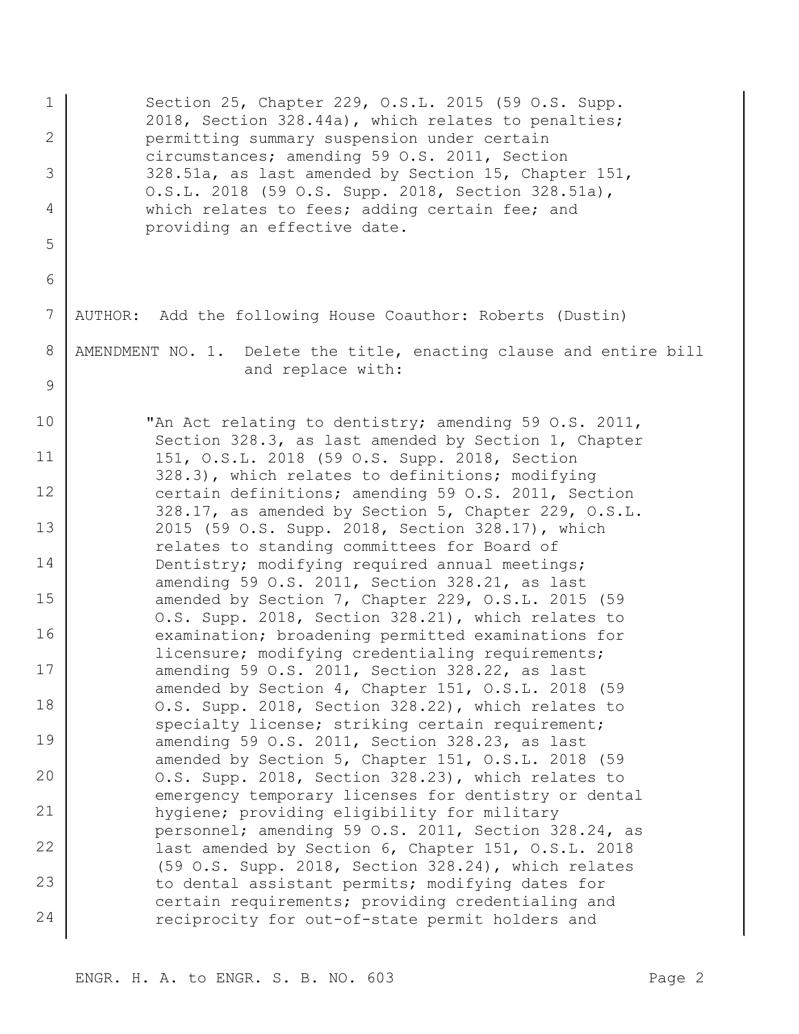Section 25, Chapter 229, O.S.L. 2015 (59 O.S. Supp. 2018, Section 328.44a), which relates to penalties; permitting summary suspension under certain circumstances; amending 59 O.S. 2011, Section 328.51a, as last amended by Section 15, Chapter 151, O.S.L. 2018 (59 O.S. Supp. 2018, Section 328.51a), which relates to fees; adding certain fee; and providing an effective date.

AUTHOR: Add the following House Coauthor: Roberts (Dustin)

AMENDMENT NO. 1. Delete the title, enacting clause and entire bill and replace with:

"An Act relating to dentistry; amending 59 O.S. 2011, Section 328.3, as last amended by Section 1, Chapter 151, O.S.L. 2018 (59 O.S. Supp. 2018, Section 328.3), which relates to definitions; modifying certain definitions; amending 59 O.S. 2011, Section 328.17, as amended by Section 5, Chapter 229, O.S.L. 2015 (59 O.S. Supp. 2018, Section 328.17), which relates to standing committees for Board of Dentistry; modifying required annual meetings; amending 59 O.S. 2011, Section 328.21, as last amended by Section 7, Chapter 229, O.S.L. 2015 (59 O.S. Supp. 2018, Section 328.21), which relates to examination; broadening permitted examinations for licensure; modifying credentialing requirements; amending 59 O.S. 2011, Section 328.22, as last amended by Section 4, Chapter 151, O.S.L. 2018 (59 O.S. Supp. 2018, Section 328.22), which relates to specialty license; striking certain requirement; amending 59 O.S. 2011, Section 328.23, as last amended by Section 5, Chapter 151, O.S.L. 2018 (59 O.S. Supp. 2018, Section 328.23), which relates to emergency temporary licenses for dentistry or dental hygiene; providing eligibility for military personnel; amending 59 O.S. 2011, Section 328.24, as last amended by Section 6, Chapter 151, O.S.L. 2018 (59 O.S. Supp. 2018, Section 328.24), which relates to dental assistant permits; modifying dates for certain requirements; providing credentialing and reciprocity for out-of-state permit holders and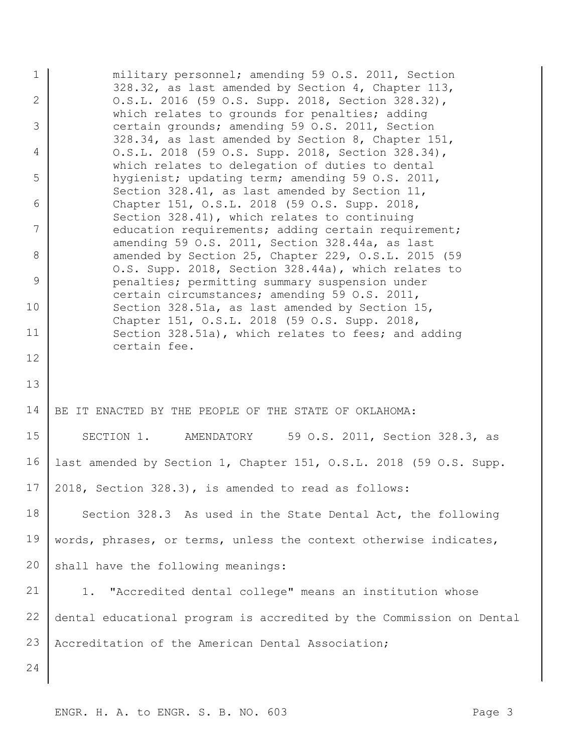military personnel; amending 59 O.S. 2011, Section 328.32, as last amended by Section 4, Chapter 113, O.S.L. 2016 (59 O.S. Supp. 2018, Section 328.32), which relates to grounds for penalties; adding certain grounds; amending 59 O.S. 2011, Section 328.34, as last amended by Section 8, Chapter 151, O.S.L. 2018 (59 O.S. Supp. 2018, Section 328.34), which relates to delegation of duties to dental hygienist; updating term; amending 59 O.S. 2011, Section 328.41, as last amended by Section 11, Chapter 151, O.S.L. 2018 (59 O.S. Supp. 2018, Section 328.41), which relates to continuing education requirements; adding certain requirement; amending 59 O.S. 2011, Section 328.44a, as last amended by Section 25, Chapter 229, O.S.L. 2015 (59 O.S. Supp. 2018, Section 328.44a), which relates to penalties; permitting summary suspension under certain circumstances; amending 59 O.S. 2011, Section 328.51a, as last amended by Section 15, Chapter 151, O.S.L. 2018 (59 O.S. Supp. 2018, Section 328.51a), which relates to fees; and adding certain fee.

BE IT ENACTED BY THE PEOPLE OF THE STATE OF OKLAHOMA:

SECTION 1. AMENDATORY 59 O.S. 2011, Section 328.3, as last amended by Section 1, Chapter 151, O.S.L. 2018 (59 O.S. Supp. 2018, Section 328.3), is amended to read as follows:

Section 328.3 As used in the State Dental Act, the following words, phrases, or terms, unless the context otherwise indicates, shall have the following meanings:

1. "Accredited dental college" means an institution whose dental educational program is accredited by the Commission on Dental Accreditation of the American Dental Association;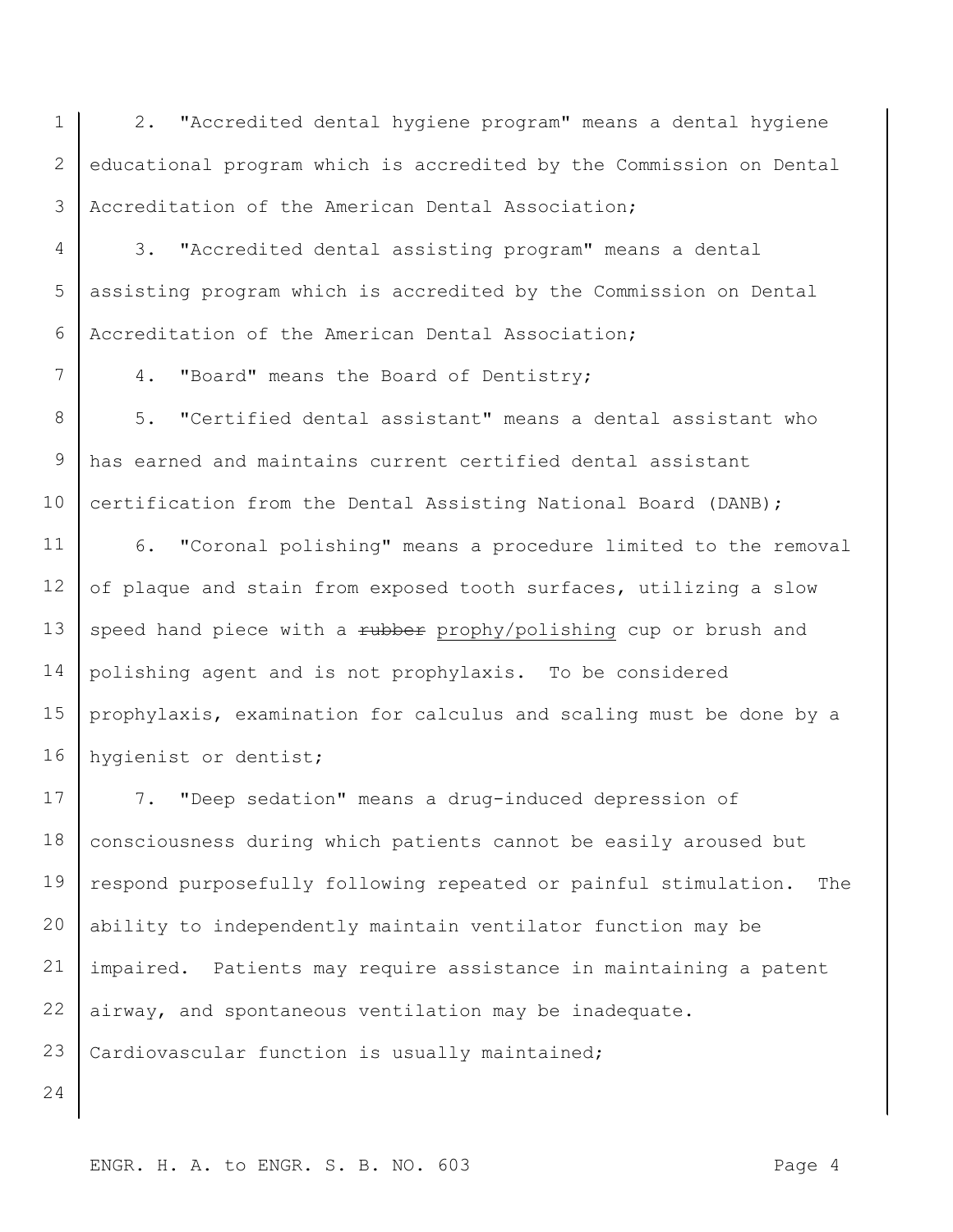2. "Accredited dental hygiene program" means a dental hygiene educational program which is accredited by the Commission on Dental Accreditation of the American Dental Association;

3. "Accredited dental assisting program" means a dental assisting program which is accredited by the Commission on Dental Accreditation of the American Dental Association;

4. "Board" means the Board of Dentistry;

5. "Certified dental assistant" means a dental assistant who has earned and maintains current certified dental assistant certification from the Dental Assisting National Board (DANB);

6. "Coronal polishing" means a procedure limited to the removal of plaque and stain from exposed tooth surfaces, utilizing a slow speed hand piece with a ~~rubber~~ <u>prophy/polishing</u> cup or brush and polishing agent and is not prophylaxis. To be considered prophylaxis, examination for calculus and scaling must be done by a hygienist or dentist;

7. "Deep sedation" means a drug-induced depression of consciousness during which patients cannot be easily aroused but respond purposefully following repeated or painful stimulation. The ability to independently maintain ventilator function may be impaired. Patients may require assistance in maintaining a patent airway, and spontaneous ventilation may be inadequate. Cardiovascular function is usually maintained;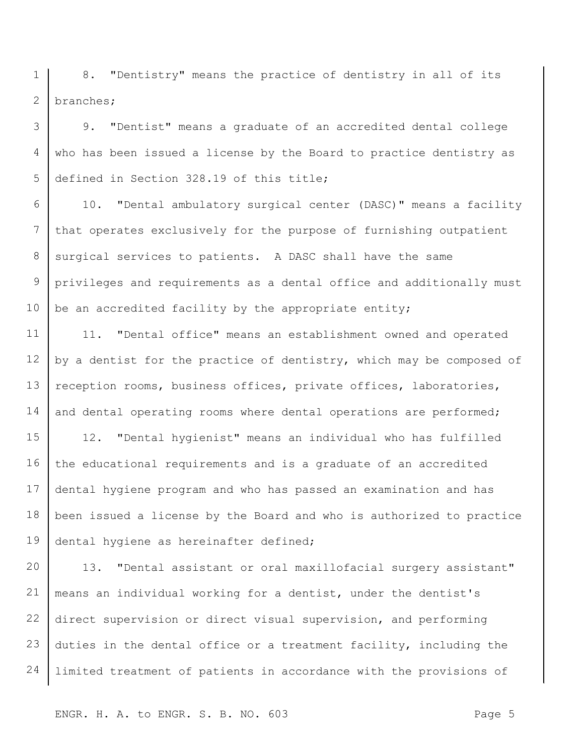8. "Dentistry" means the practice of dentistry in all of its branches;

9. "Dentist" means a graduate of an accredited dental college who has been issued a license by the Board to practice dentistry as defined in Section 328.19 of this title;

10. "Dental ambulatory surgical center (DASC)" means a facility that operates exclusively for the purpose of furnishing outpatient surgical services to patients. A DASC shall have the same privileges and requirements as a dental office and additionally must be an accredited facility by the appropriate entity;

11. "Dental office" means an establishment owned and operated by a dentist for the practice of dentistry, which may be composed of reception rooms, business offices, private offices, laboratories, and dental operating rooms where dental operations are performed;

12. "Dental hygienist" means an individual who has fulfilled the educational requirements and is a graduate of an accredited dental hygiene program and who has passed an examination and has been issued a license by the Board and who is authorized to practice dental hygiene as hereinafter defined;

13. "Dental assistant or oral maxillofacial surgery assistant" means an individual working for a dentist, under the dentist's direct supervision or direct visual supervision, and performing duties in the dental office or a treatment facility, including the limited treatment of patients in accordance with the provisions of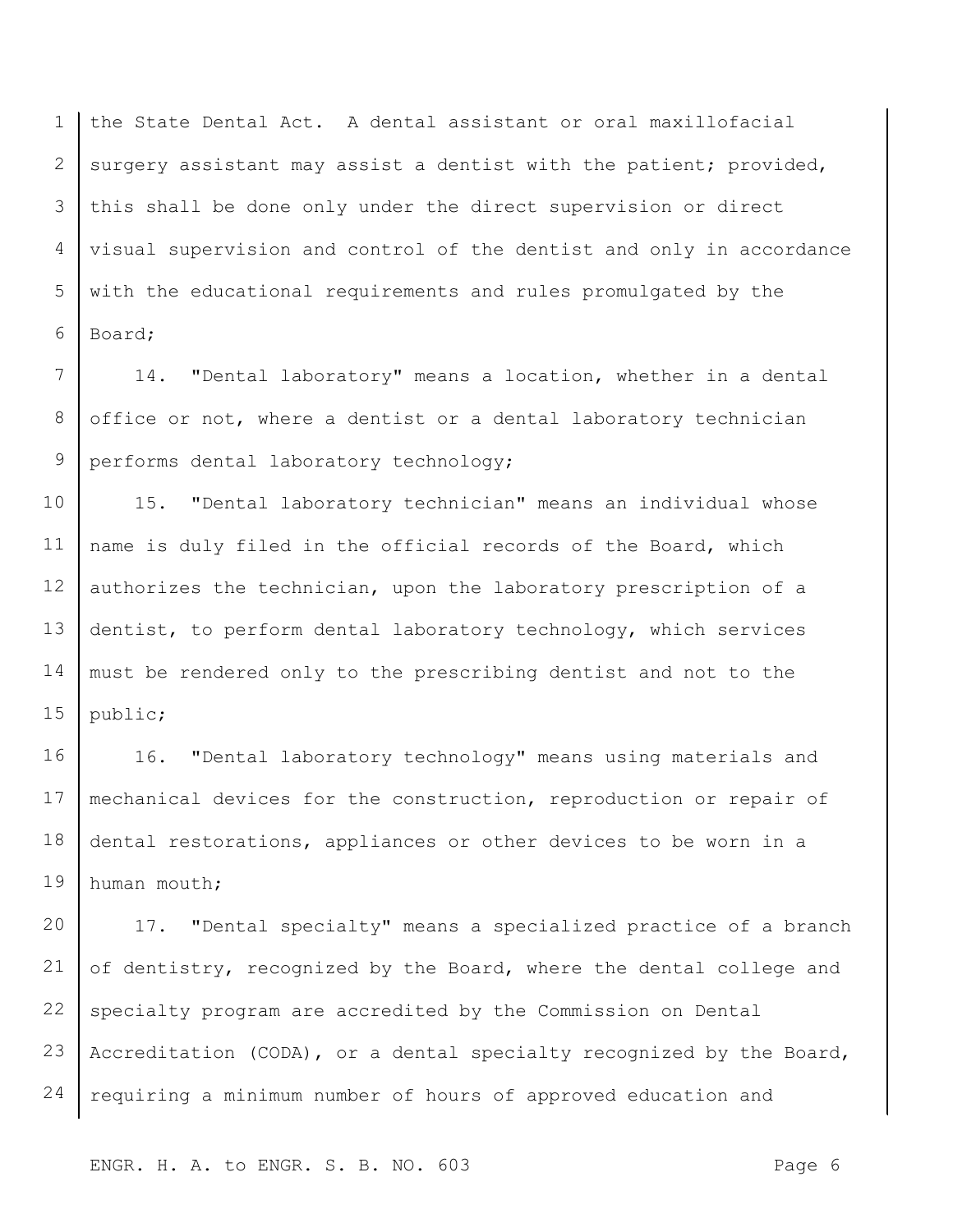the State Dental Act. A dental assistant or oral maxillofacial surgery assistant may assist a dentist with the patient; provided, this shall be done only under the direct supervision or direct visual supervision and control of the dentist and only in accordance with the educational requirements and rules promulgated by the Board;

14. "Dental laboratory" means a location, whether in a dental office or not, where a dentist or a dental laboratory technician performs dental laboratory technology;

15. "Dental laboratory technician" means an individual whose name is duly filed in the official records of the Board, which authorizes the technician, upon the laboratory prescription of a dentist, to perform dental laboratory technology, which services must be rendered only to the prescribing dentist and not to the public;

16. "Dental laboratory technology" means using materials and mechanical devices for the construction, reproduction or repair of dental restorations, appliances or other devices to be worn in a human mouth;

17. "Dental specialty" means a specialized practice of a branch of dentistry, recognized by the Board, where the dental college and specialty program are accredited by the Commission on Dental Accreditation (CODA), or a dental specialty recognized by the Board, requiring a minimum number of hours of approved education and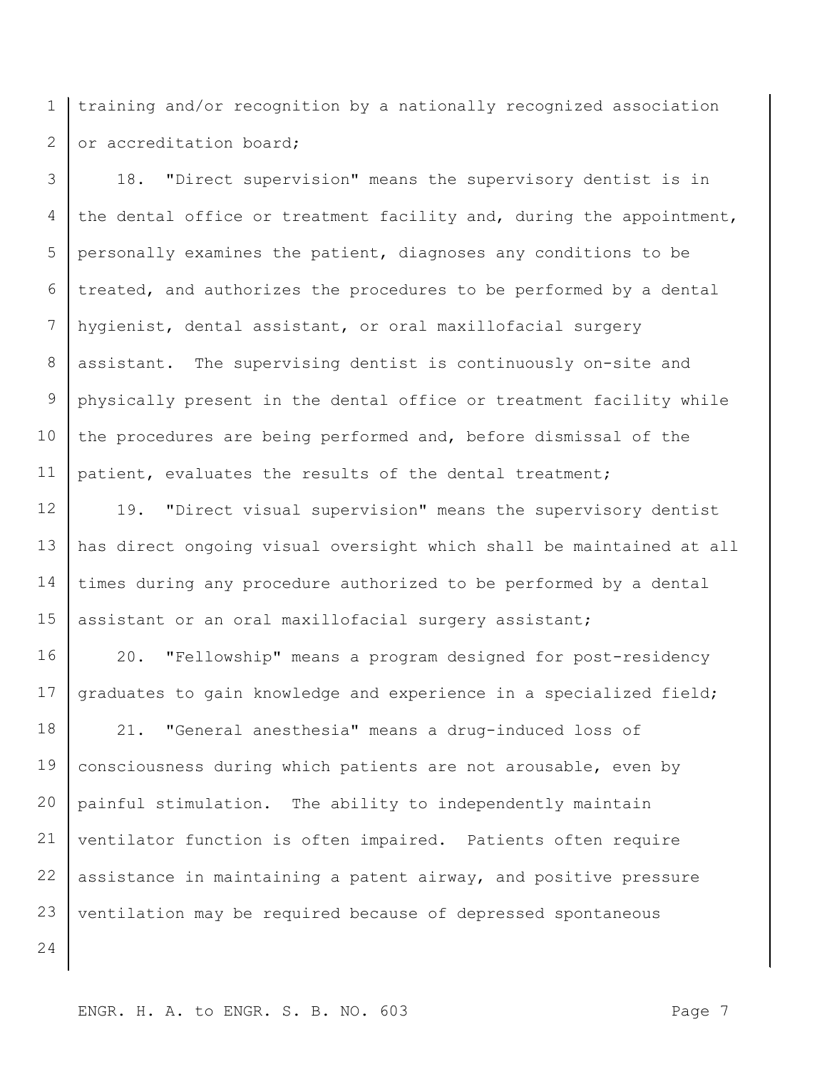training and/or recognition by a nationally recognized association or accreditation board;

18. "Direct supervision" means the supervisory dentist is in the dental office or treatment facility and, during the appointment, personally examines the patient, diagnoses any conditions to be treated, and authorizes the procedures to be performed by a dental hygienist, dental assistant, or oral maxillofacial surgery assistant. The supervising dentist is continuously on-site and physically present in the dental office or treatment facility while the procedures are being performed and, before dismissal of the patient, evaluates the results of the dental treatment;

19. "Direct visual supervision" means the supervisory dentist has direct ongoing visual oversight which shall be maintained at all times during any procedure authorized to be performed by a dental assistant or an oral maxillofacial surgery assistant;

20. "Fellowship" means a program designed for post-residency graduates to gain knowledge and experience in a specialized field;

21. "General anesthesia" means a drug-induced loss of consciousness during which patients are not arousable, even by painful stimulation. The ability to independently maintain ventilator function is often impaired. Patients often require assistance in maintaining a patent airway, and positive pressure ventilation may be required because of depressed spontaneous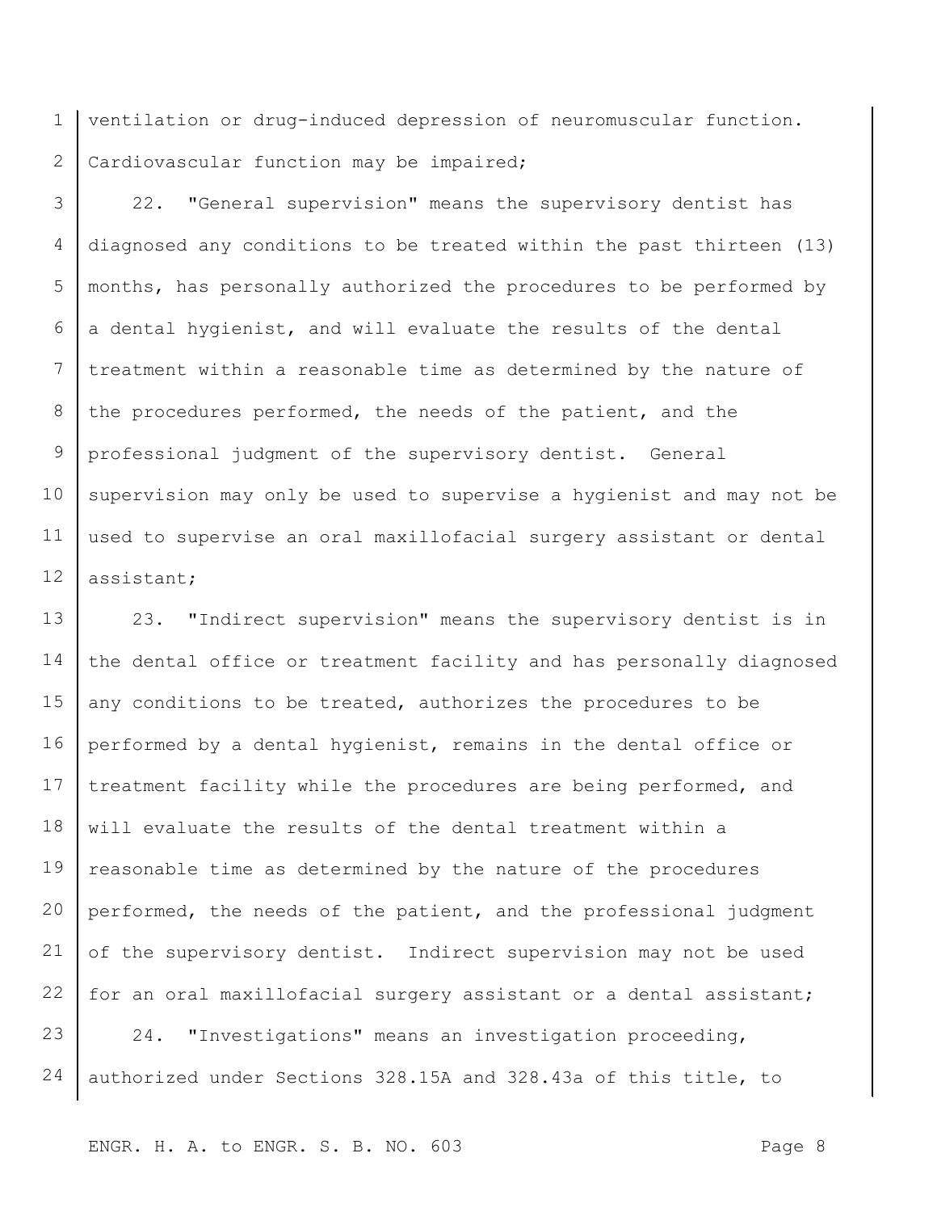ventilation or drug-induced depression of neuromuscular function. Cardiovascular function may be impaired;

22. "General supervision" means the supervisory dentist has diagnosed any conditions to be treated within the past thirteen (13) months, has personally authorized the procedures to be performed by a dental hygienist, and will evaluate the results of the dental treatment within a reasonable time as determined by the nature of the procedures performed, the needs of the patient, and the professional judgment of the supervisory dentist. General supervision may only be used to supervise a hygienist and may not be used to supervise an oral maxillofacial surgery assistant or dental assistant;

23. "Indirect supervision" means the supervisory dentist is in the dental office or treatment facility and has personally diagnosed any conditions to be treated, authorizes the procedures to be performed by a dental hygienist, remains in the dental office or treatment facility while the procedures are being performed, and will evaluate the results of the dental treatment within a reasonable time as determined by the nature of the procedures performed, the needs of the patient, and the professional judgment of the supervisory dentist. Indirect supervision may not be used for an oral maxillofacial surgery assistant or a dental assistant;

24. "Investigations" means an investigation proceeding, authorized under Sections 328.15A and 328.43a of this title, to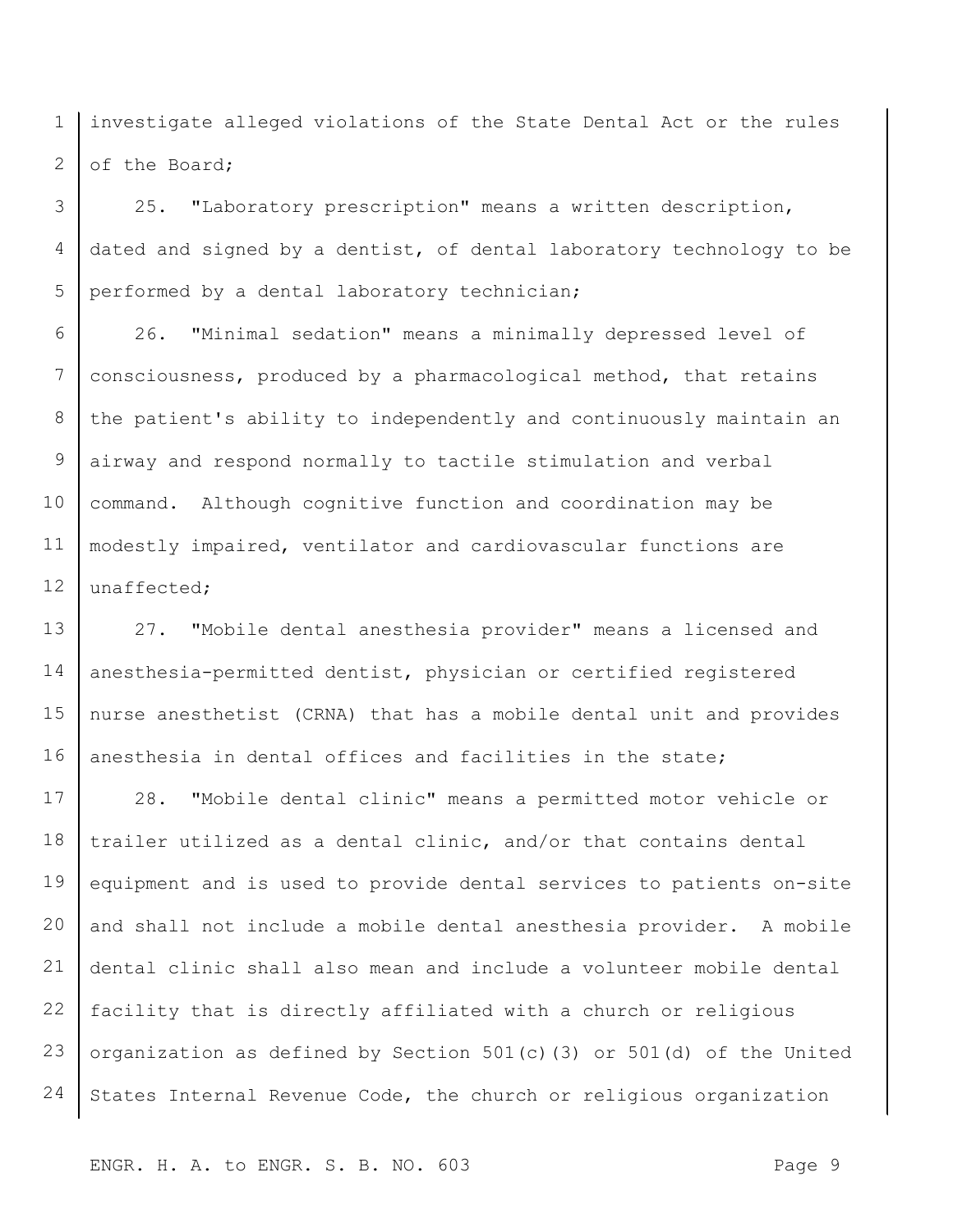investigate alleged violations of the State Dental Act or the rules of the Board;

25. "Laboratory prescription" means a written description, dated and signed by a dentist, of dental laboratory technology to be performed by a dental laboratory technician;

26. "Minimal sedation" means a minimally depressed level of consciousness, produced by a pharmacological method, that retains the patient's ability to independently and continuously maintain an airway and respond normally to tactile stimulation and verbal command. Although cognitive function and coordination may be modestly impaired, ventilator and cardiovascular functions are unaffected;

27. "Mobile dental anesthesia provider" means a licensed and anesthesia-permitted dentist, physician or certified registered nurse anesthetist (CRNA) that has a mobile dental unit and provides anesthesia in dental offices and facilities in the state;

28. "Mobile dental clinic" means a permitted motor vehicle or trailer utilized as a dental clinic, and/or that contains dental equipment and is used to provide dental services to patients on-site and shall not include a mobile dental anesthesia provider. A mobile dental clinic shall also mean and include a volunteer mobile dental facility that is directly affiliated with a church or religious organization as defined by Section 501(c)(3) or 501(d) of the United States Internal Revenue Code, the church or religious organization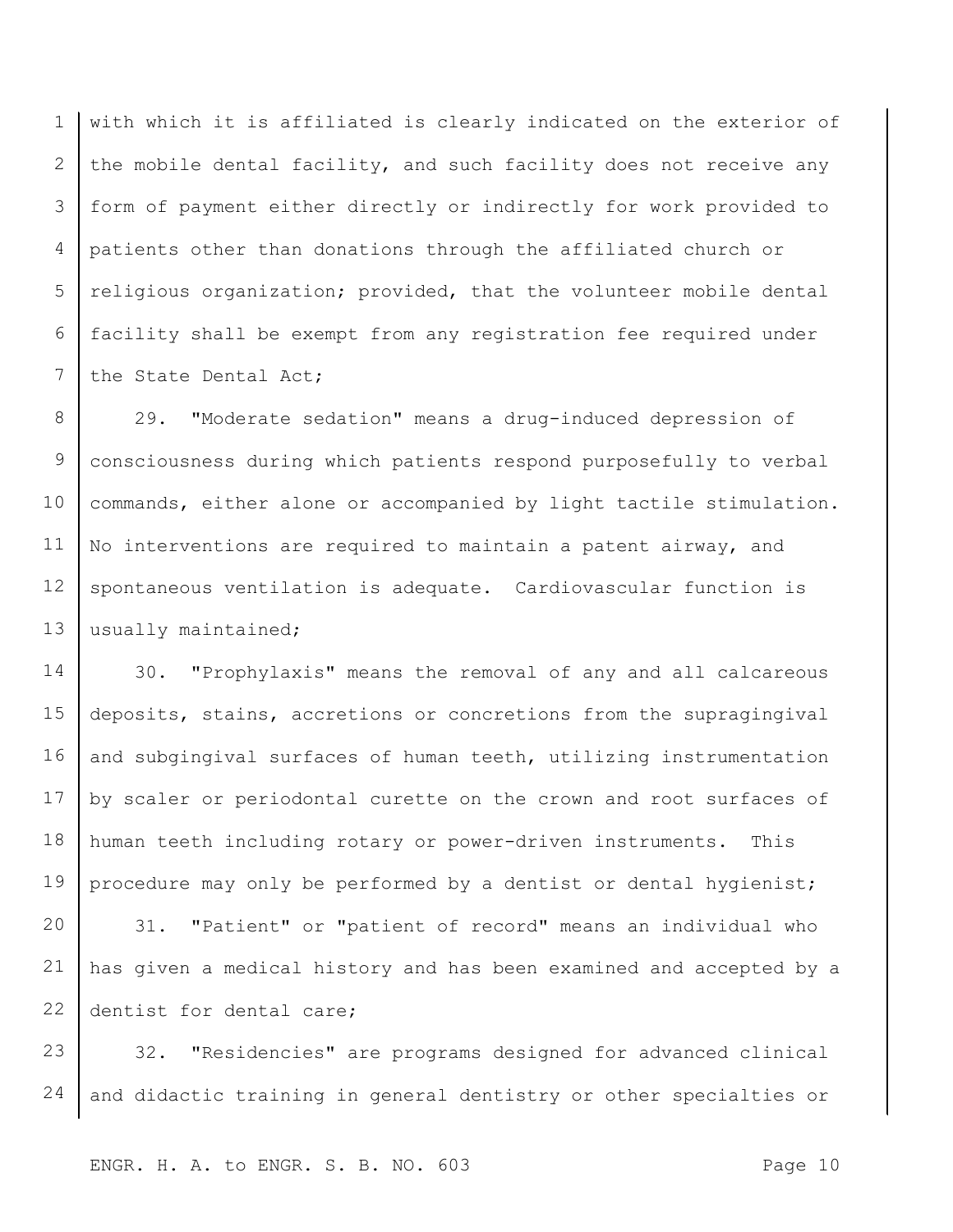with which it is affiliated is clearly indicated on the exterior of the mobile dental facility, and such facility does not receive any form of payment either directly or indirectly for work provided to patients other than donations through the affiliated church or religious organization; provided, that the volunteer mobile dental facility shall be exempt from any registration fee required under the State Dental Act;

29. "Moderate sedation" means a drug-induced depression of consciousness during which patients respond purposefully to verbal commands, either alone or accompanied by light tactile stimulation. No interventions are required to maintain a patent airway, and spontaneous ventilation is adequate. Cardiovascular function is usually maintained;

30. "Prophylaxis" means the removal of any and all calcareous deposits, stains, accretions or concretions from the supragingival and subgingival surfaces of human teeth, utilizing instrumentation by scaler or periodontal curette on the crown and root surfaces of human teeth including rotary or power-driven instruments. This procedure may only be performed by a dentist or dental hygienist;

31. "Patient" or "patient of record" means an individual who has given a medical history and has been examined and accepted by a dentist for dental care;

32. "Residencies" are programs designed for advanced clinical and didactic training in general dentistry or other specialties or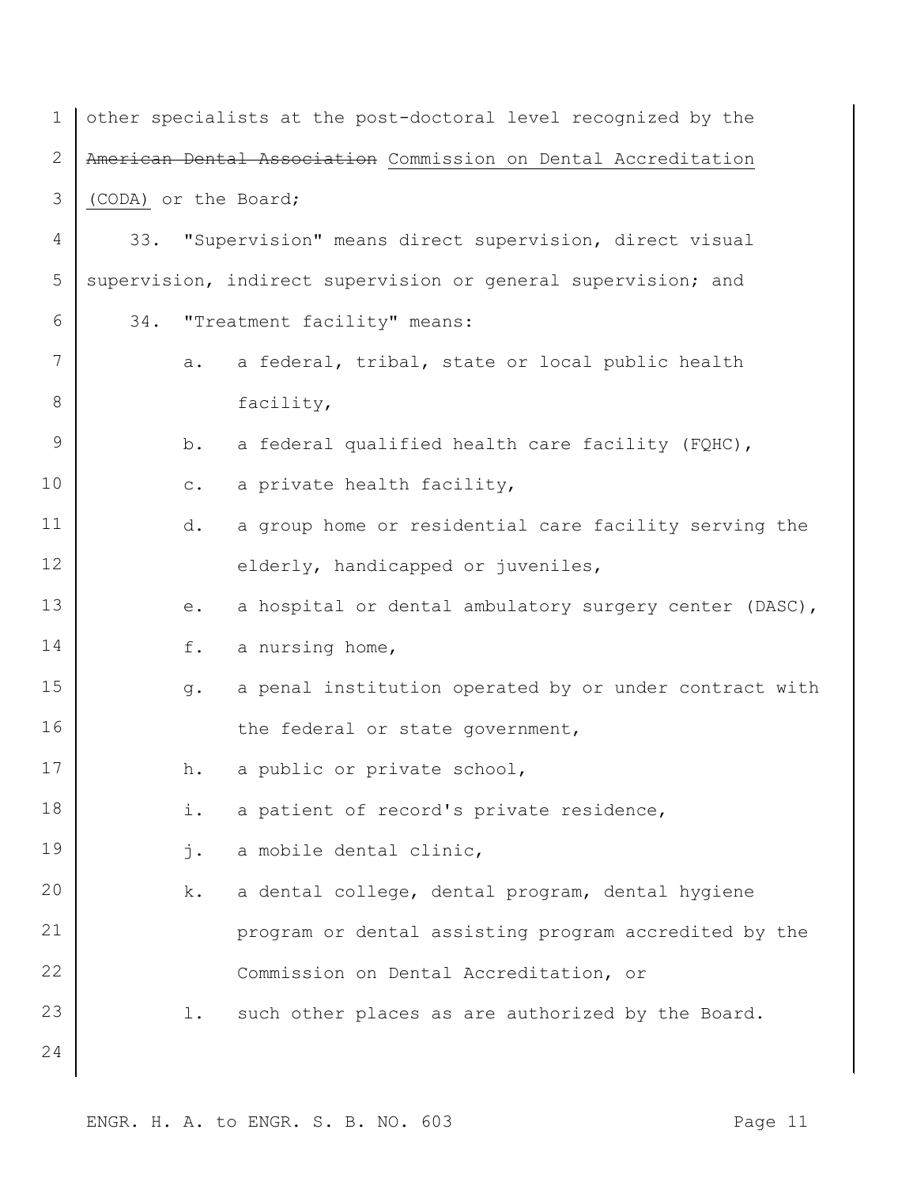other specialists at the post-doctoral level recognized by the ~~American Dental Association~~ Commission on Dental Accreditation (CODA) or the Board;

33. "Supervision" means direct supervision, direct visual supervision, indirect supervision or general supervision; and

34. "Treatment facility" means:

a. a federal, tribal, state or local public health facility,

b. a federal qualified health care facility (FQHC),

c. a private health facility,

d. a group home or residential care facility serving the elderly, handicapped or juveniles,

e. a hospital or dental ambulatory surgery center (DASC),

f. a nursing home,

g. a penal institution operated by or under contract with the federal or state government,

h. a public or private school,

i. a patient of record's private residence,

j. a mobile dental clinic,

k. a dental college, dental program, dental hygiene program or dental assisting program accredited by the Commission on Dental Accreditation, or

l. such other places as are authorized by the Board.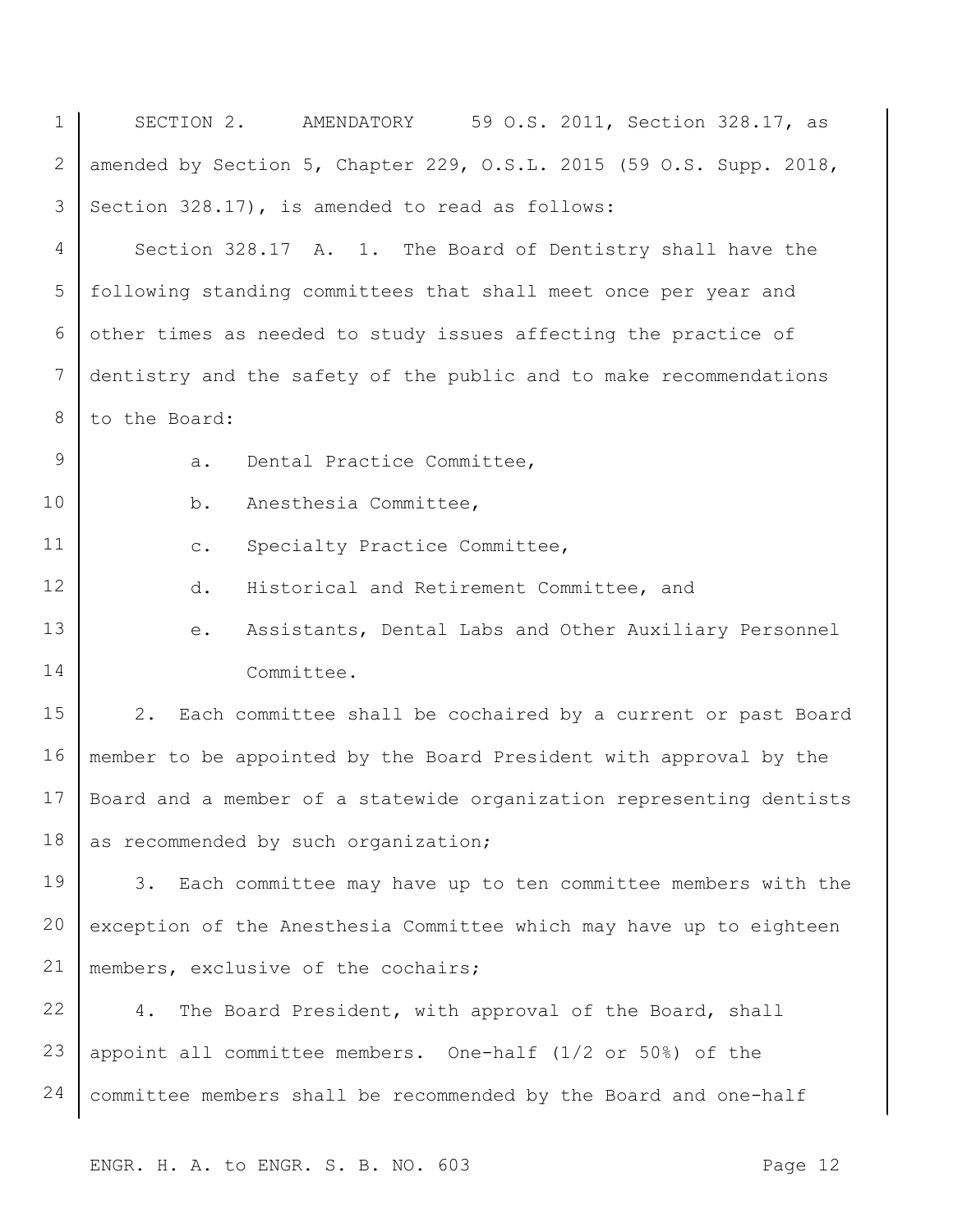SECTION 2. AMENDATORY 59 O.S. 2011, Section 328.17, as amended by Section 5, Chapter 229, O.S.L. 2015 (59 O.S. Supp. 2018, Section 328.17), is amended to read as follows:

Section 328.17 A. 1. The Board of Dentistry shall have the following standing committees that shall meet once per year and other times as needed to study issues affecting the practice of dentistry and the safety of the public and to make recommendations to the Board:

a. Dental Practice Committee,

b. Anesthesia Committee,

c. Specialty Practice Committee,

d. Historical and Retirement Committee, and

e. Assistants, Dental Labs and Other Auxiliary Personnel Committee.

2. Each committee shall be cochaired by a current or past Board member to be appointed by the Board President with approval by the Board and a member of a statewide organization representing dentists as recommended by such organization;

3. Each committee may have up to ten committee members with the exception of the Anesthesia Committee which may have up to eighteen members, exclusive of the cochairs;

4. The Board President, with approval of the Board, shall appoint all committee members. One-half (1/2 or 50%) of the committee members shall be recommended by the Board and one-half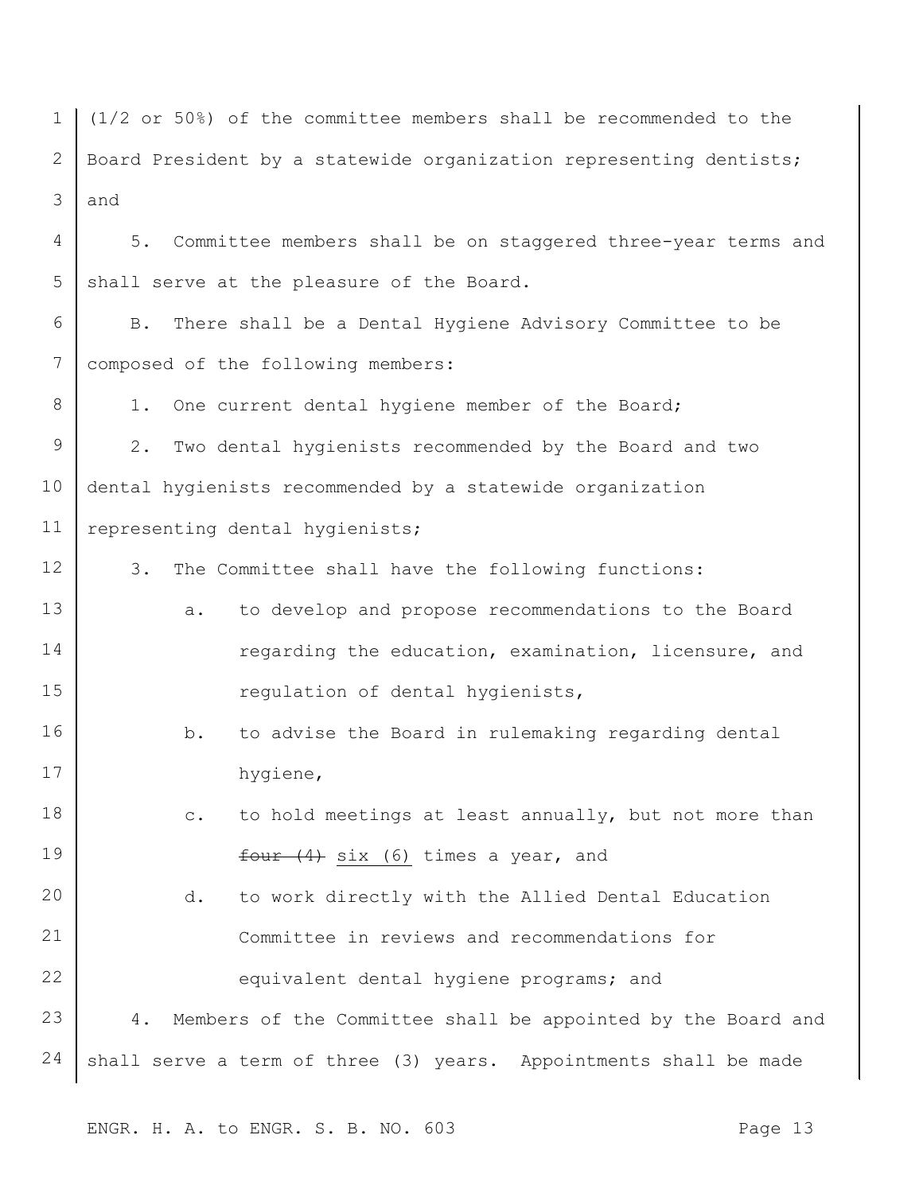(1/2 or 50%) of the committee members shall be recommended to the Board President by a statewide organization representing dentists; and

5. Committee members shall be on staggered three-year terms and shall serve at the pleasure of the Board.

B. There shall be a Dental Hygiene Advisory Committee to be composed of the following members:

1. One current dental hygiene member of the Board;

2. Two dental hygienists recommended by the Board and two dental hygienists recommended by a statewide organization representing dental hygienists;

3. The Committee shall have the following functions:

   a. to develop and propose recommendations to the Board regarding the education, examination, licensure, and regulation of dental hygienists,

   b. to advise the Board in rulemaking regarding dental hygiene,

   c. to hold meetings at least annually, but not more than ~~four (4)~~ <u>six (6)</u> times a year, and

   d. to work directly with the Allied Dental Education Committee in reviews and recommendations for equivalent dental hygiene programs; and

4. Members of the Committee shall be appointed by the Board and shall serve a term of three (3) years. Appointments shall be made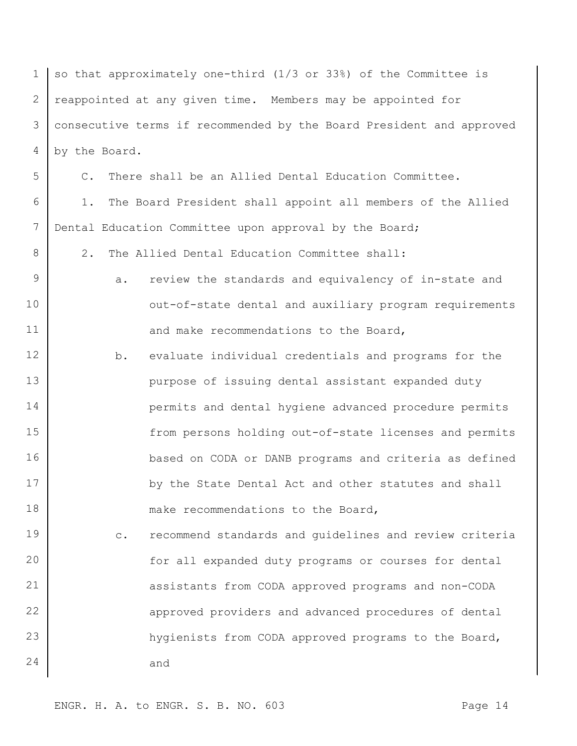so that approximately one-third (1/3 or 33%) of the Committee is reappointed at any given time. Members may be appointed for consecutive terms if recommended by the Board President and approved by the Board.

C. There shall be an Allied Dental Education Committee.

1. The Board President shall appoint all members of the Allied Dental Education Committee upon approval by the Board;

2. The Allied Dental Education Committee shall:

   a. review the standards and equivalency of in-state and out-of-state dental and auxiliary program requirements and make recommendations to the Board,

   b. evaluate individual credentials and programs for the purpose of issuing dental assistant expanded duty permits and dental hygiene advanced procedure permits from persons holding out-of-state licenses and permits based on CODA or DANB programs and criteria as defined by the State Dental Act and other statutes and shall make recommendations to the Board,

   c. recommend standards and guidelines and review criteria for all expanded duty programs or courses for dental assistants from CODA approved programs and non-CODA approved providers and advanced procedures of dental hygienists from CODA approved programs to the Board, and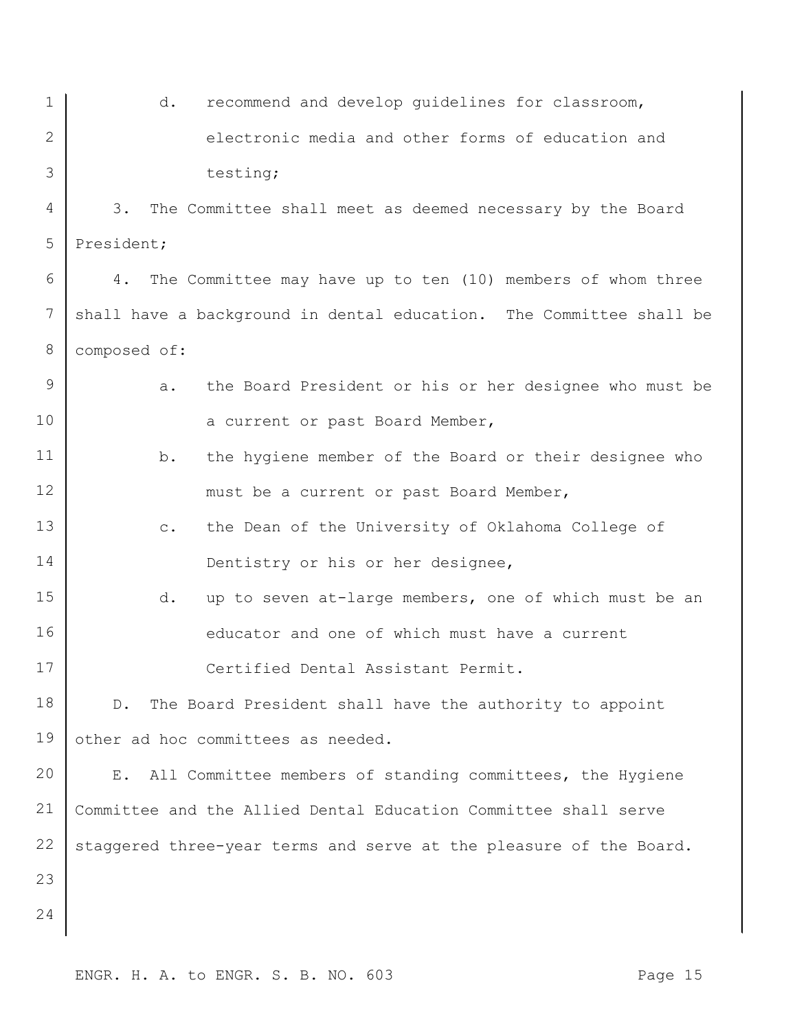d. recommend and develop guidelines for classroom, electronic media and other forms of education and testing;

3. The Committee shall meet as deemed necessary by the Board President;

4. The Committee may have up to ten (10) members of whom three shall have a background in dental education. The Committee shall be composed of:

   a. the Board President or his or her designee who must be a current or past Board Member,

   b. the hygiene member of the Board or their designee who must be a current or past Board Member,

   c. the Dean of the University of Oklahoma College of Dentistry or his or her designee,

   d. up to seven at-large members, one of which must be an educator and one of which must have a current Certified Dental Assistant Permit.

D. The Board President shall have the authority to appoint other ad hoc committees as needed.

E. All Committee members of standing committees, the Hygiene Committee and the Allied Dental Education Committee shall serve staggered three-year terms and serve at the pleasure of the Board.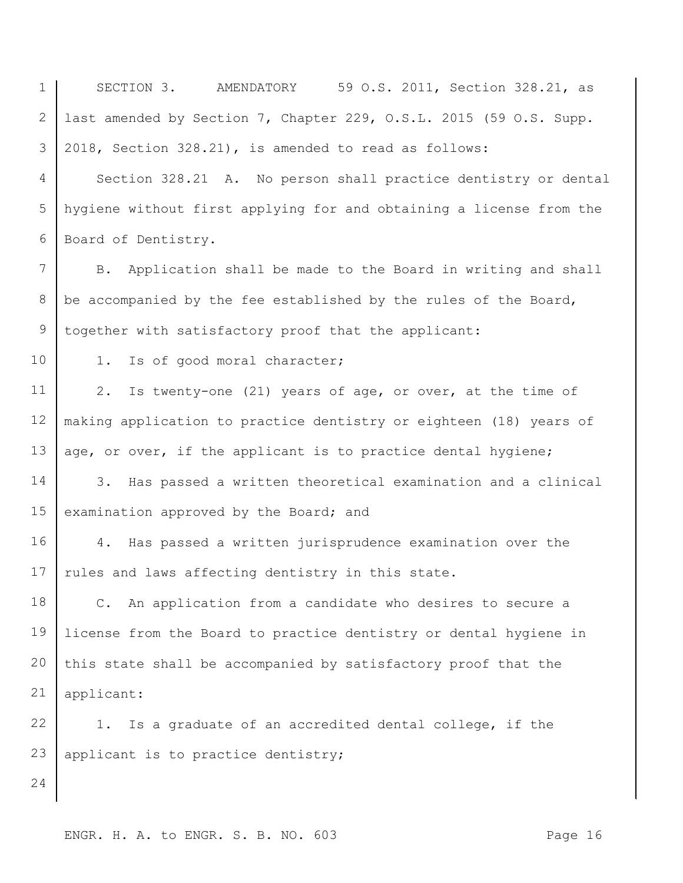SECTION 3. AMENDATORY 59 O.S. 2011, Section 328.21, as last amended by Section 7, Chapter 229, O.S.L. 2015 (59 O.S. Supp. 2018, Section 328.21), is amended to read as follows:

Section 328.21 A. No person shall practice dentistry or dental hygiene without first applying for and obtaining a license from the Board of Dentistry.

B. Application shall be made to the Board in writing and shall be accompanied by the fee established by the rules of the Board, together with satisfactory proof that the applicant:

1. Is of good moral character;

2. Is twenty-one (21) years of age, or over, at the time of making application to practice dentistry or eighteen (18) years of age, or over, if the applicant is to practice dental hygiene;

3. Has passed a written theoretical examination and a clinical examination approved by the Board; and

4. Has passed a written jurisprudence examination over the rules and laws affecting dentistry in this state.

C. An application from a candidate who desires to secure a license from the Board to practice dentistry or dental hygiene in this state shall be accompanied by satisfactory proof that the applicant:

1. Is a graduate of an accredited dental college, if the applicant is to practice dentistry;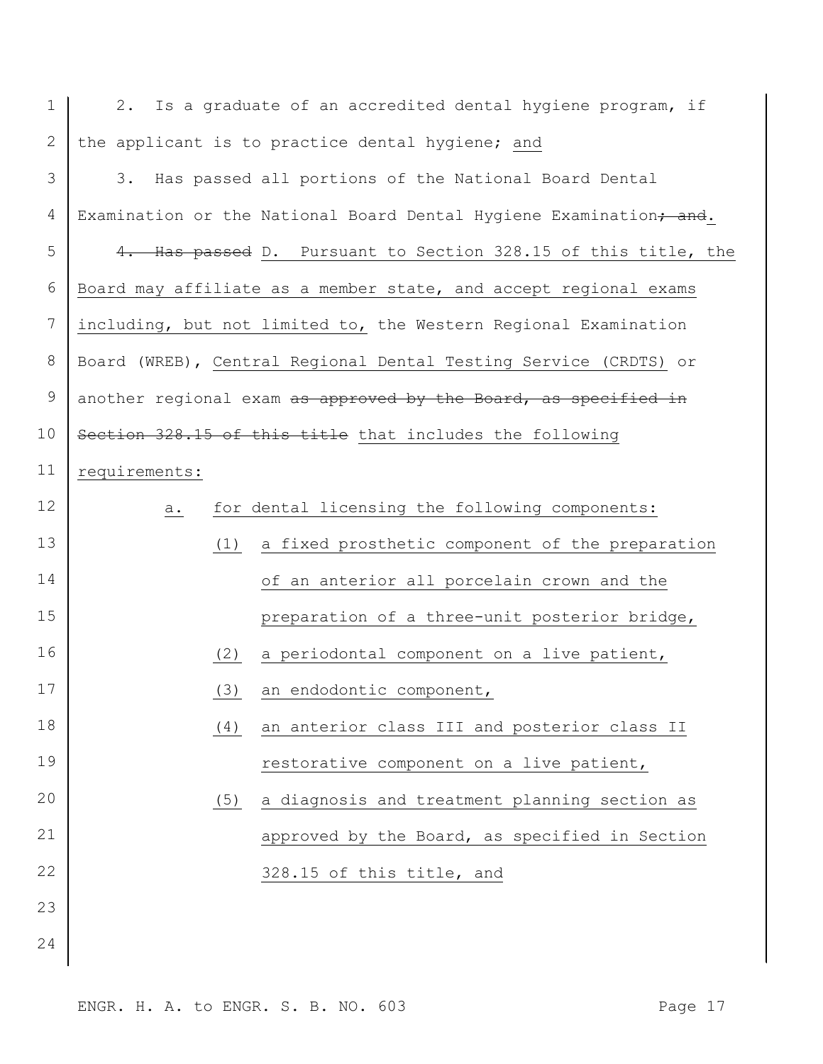2. Is a graduate of an accredited dental hygiene program, if the applicant is to practice dental hygiene; and

3. Has passed all portions of the National Board Dental Examination or the National Board Dental Hygiene Examination~~; and~~.

~~4. Has passed~~ D. Pursuant to Section 328.15 of this title, the Board may affiliate as a member state, and accept regional exams including, but not limited to, the Western Regional Examination Board (WREB), Central Regional Dental Testing Service (CRDTS) or another regional exam ~~as approved by the Board, as specified in Section 328.15 of this title~~ that includes the following requirements:

a. for dental licensing the following components:

(1) a fixed prosthetic component of the preparation of an anterior all porcelain crown and the preparation of a three-unit posterior bridge,

(2) a periodontal component on a live patient,

(3) an endodontic component,

(4) an anterior class III and posterior class II restorative component on a live patient,

(5) a diagnosis and treatment planning section as approved by the Board, as specified in Section 328.15 of this title, and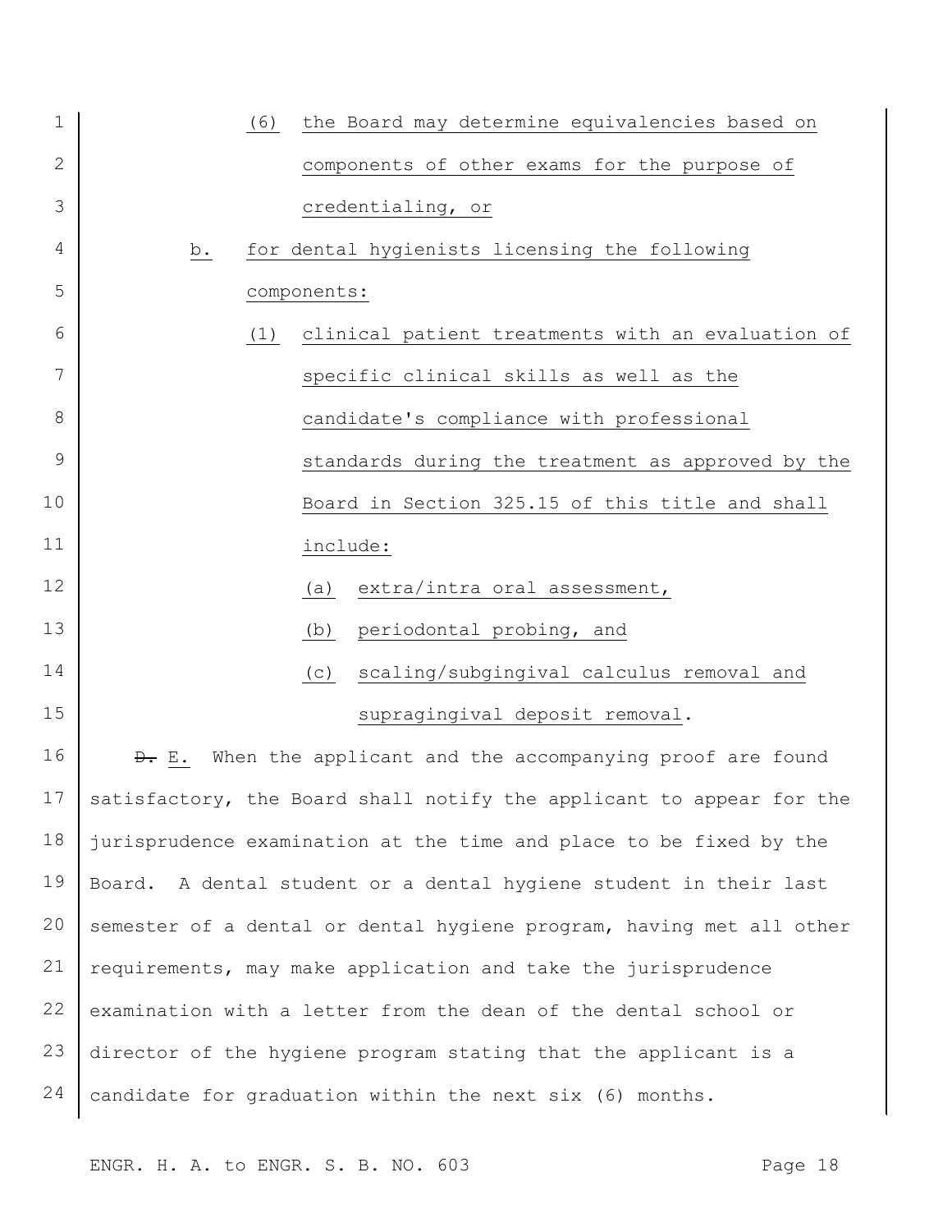(6) the Board may determine equivalencies based on components of other exams for the purpose of credentialing, or

b. for dental hygienists licensing the following components:

(1) clinical patient treatments with an evaluation of specific clinical skills as well as the candidate's compliance with professional standards during the treatment as approved by the Board in Section 325.15 of this title and shall include:

(a) extra/intra oral assessment,

(b) periodontal probing, and

(c) scaling/subgingival calculus removal and supragingival deposit removal.

~~D.~~ E. When the applicant and the accompanying proof are found satisfactory, the Board shall notify the applicant to appear for the jurisprudence examination at the time and place to be fixed by the Board. A dental student or a dental hygiene student in their last semester of a dental or dental hygiene program, having met all other requirements, may make application and take the jurisprudence examination with a letter from the dean of the dental school or director of the hygiene program stating that the applicant is a candidate for graduation within the next six (6) months.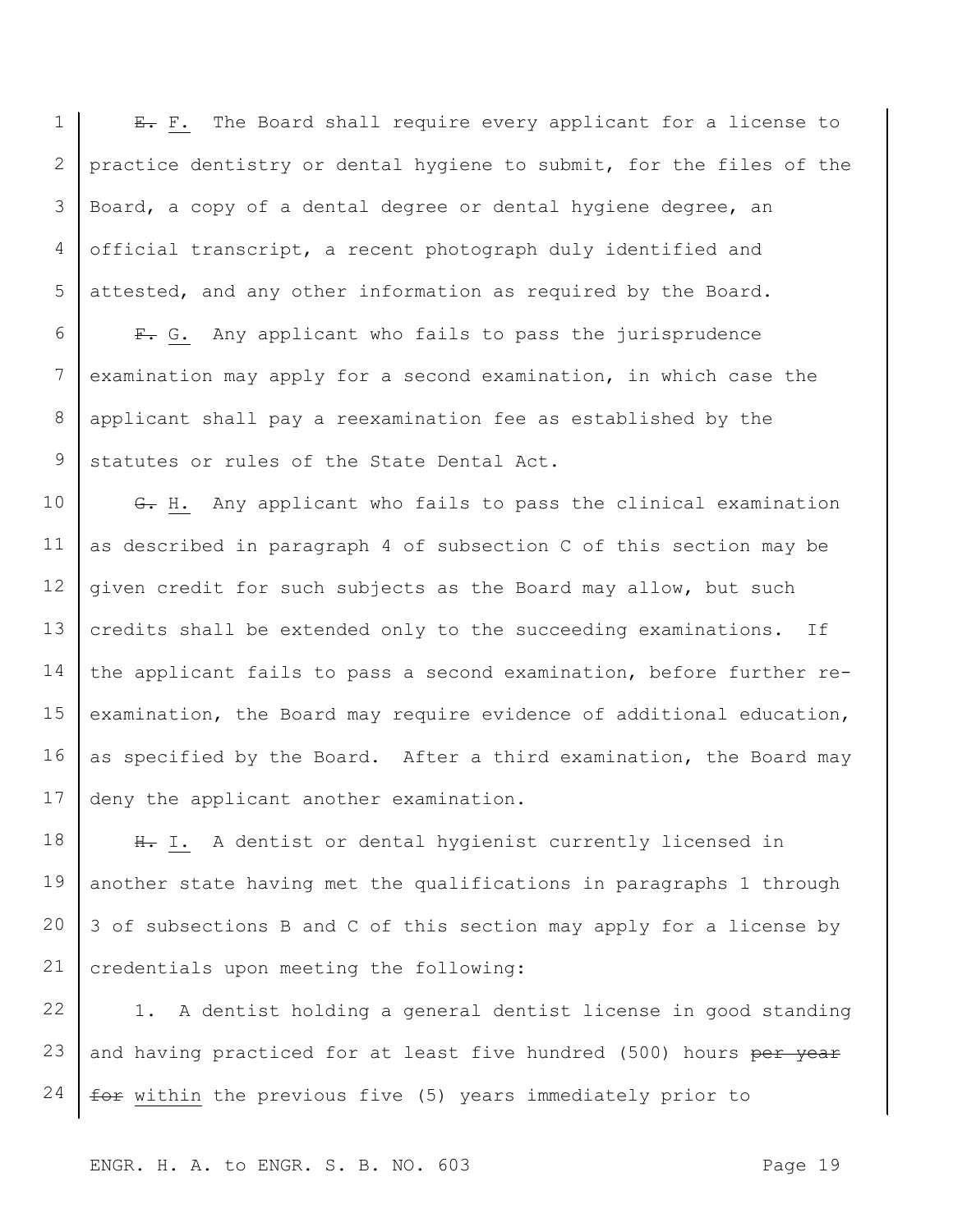~~E.~~ F. The Board shall require every applicant for a license to practice dentistry or dental hygiene to submit, for the files of the Board, a copy of a dental degree or dental hygiene degree, an official transcript, a recent photograph duly identified and attested, and any other information as required by the Board.

~~F.~~ G. Any applicant who fails to pass the jurisprudence examination may apply for a second examination, in which case the applicant shall pay a reexamination fee as established by the statutes or rules of the State Dental Act.

~~G.~~ H. Any applicant who fails to pass the clinical examination as described in paragraph 4 of subsection C of this section may be given credit for such subjects as the Board may allow, but such credits shall be extended only to the succeeding examinations. If the applicant fails to pass a second examination, before further re-examination, the Board may require evidence of additional education, as specified by the Board. After a third examination, the Board may deny the applicant another examination.

~~H.~~ I. A dentist or dental hygienist currently licensed in another state having met the qualifications in paragraphs 1 through 3 of subsections B and C of this section may apply for a license by credentials upon meeting the following:

1. A dentist holding a general dentist license in good standing and having practiced for at least five hundred (500) hours ~~per year for~~ within the previous five (5) years immediately prior to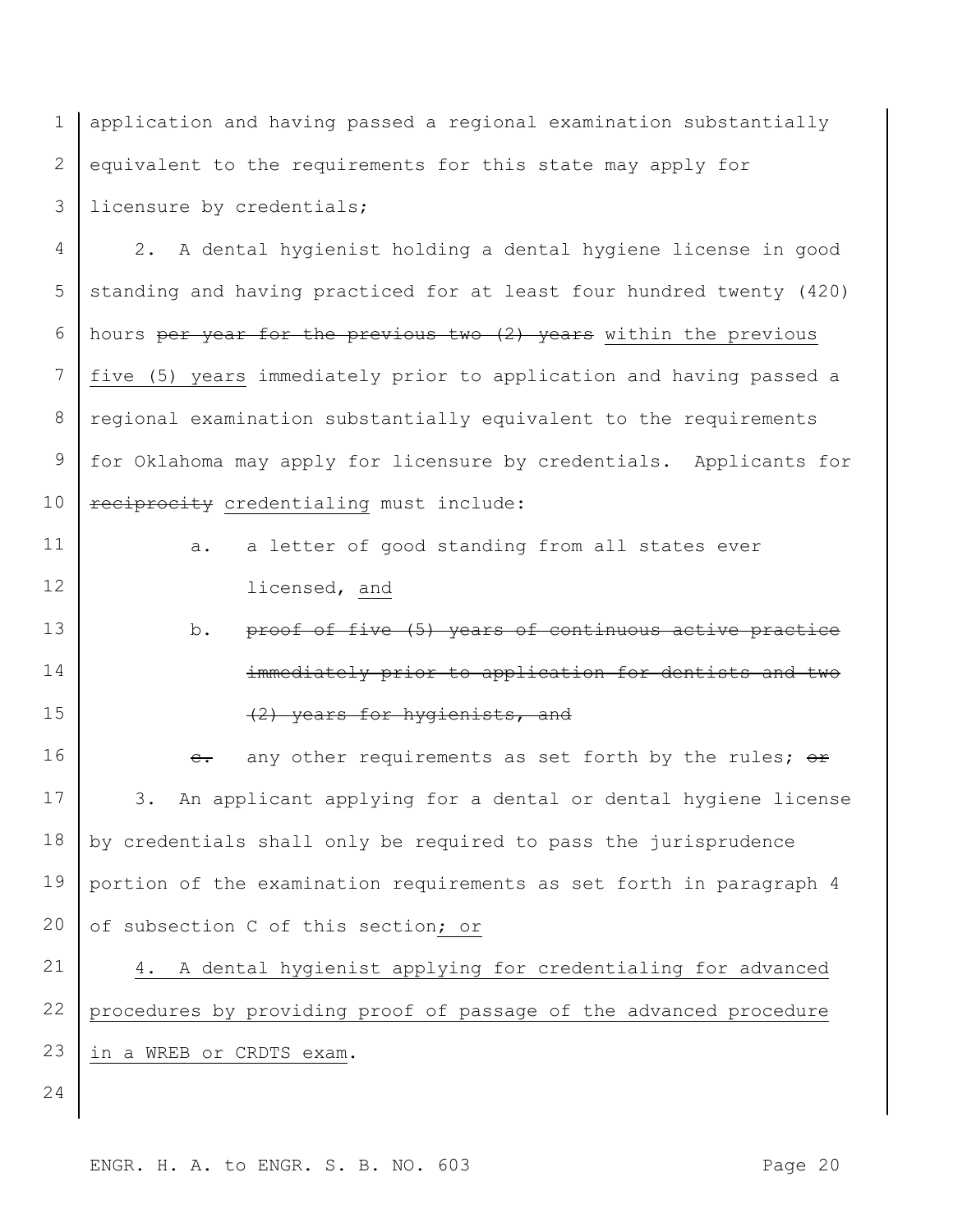application and having passed a regional examination substantially equivalent to the requirements for this state may apply for licensure by credentials;

2. A dental hygienist holding a dental hygiene license in good standing and having practiced for at least four hundred twenty (420) hours ~~per year for the previous two (2) years~~ within the previous five (5) years immediately prior to application and having passed a regional examination substantially equivalent to the requirements for Oklahoma may apply for licensure by credentials. Applicants for ~~reciprocity~~ credentialing must include:

   a. a letter of good standing from all states ever licensed, and

   b. ~~proof of five (5) years of continuous active practice immediately prior to application for dentists and two (2) years for hygienists, and~~

   ~~c.~~ any other requirements as set forth by the rules; ~~or~~

3. An applicant applying for a dental or dental hygiene license by credentials shall only be required to pass the jurisprudence portion of the examination requirements as set forth in paragraph 4 of subsection C of this section; or

4. A dental hygienist applying for credentialing for advanced procedures by providing proof of passage of the advanced procedure in a WREB or CRDTS exam.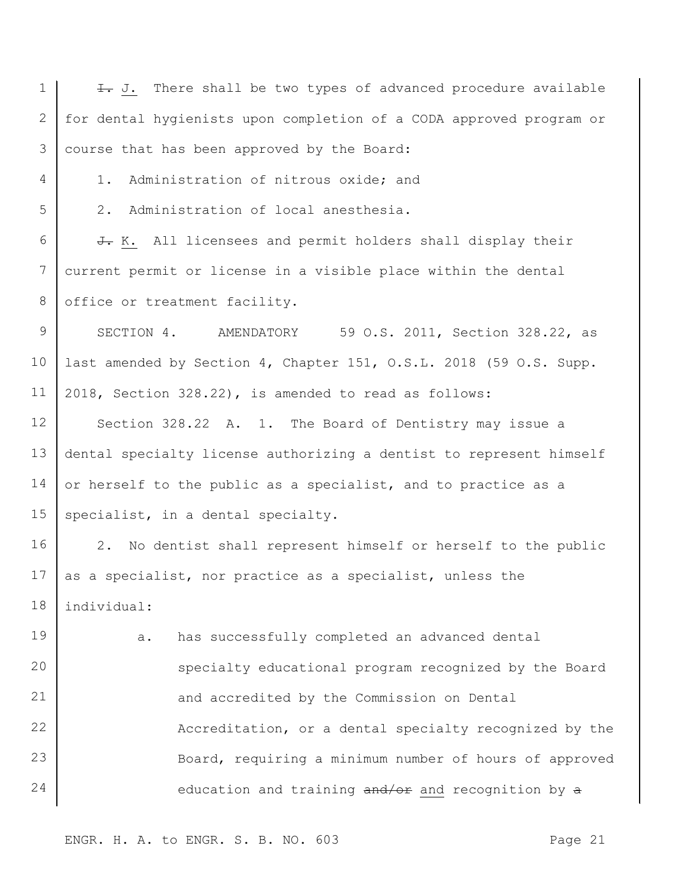~~I.~~ J. There shall be two types of advanced procedure available for dental hygienists upon completion of a CODA approved program or course that has been approved by the Board:

1. Administration of nitrous oxide; and

2. Administration of local anesthesia.

~~J.~~ K. All licensees and permit holders shall display their current permit or license in a visible place within the dental office or treatment facility.

SECTION 4. AMENDATORY 59 O.S. 2011, Section 328.22, as last amended by Section 4, Chapter 151, O.S.L. 2018 (59 O.S. Supp. 2018, Section 328.22), is amended to read as follows:

Section 328.22 A. 1. The Board of Dentistry may issue a dental specialty license authorizing a dentist to represent himself or herself to the public as a specialist, and to practice as a specialist, in a dental specialty.

2. No dentist shall represent himself or herself to the public as a specialist, nor practice as a specialist, unless the individual:

   a. has successfully completed an advanced dental specialty educational program recognized by the Board and accredited by the Commission on Dental Accreditation, or a dental specialty recognized by the Board, requiring a minimum number of hours of approved education and training ~~and/or~~ and recognition by ~~a~~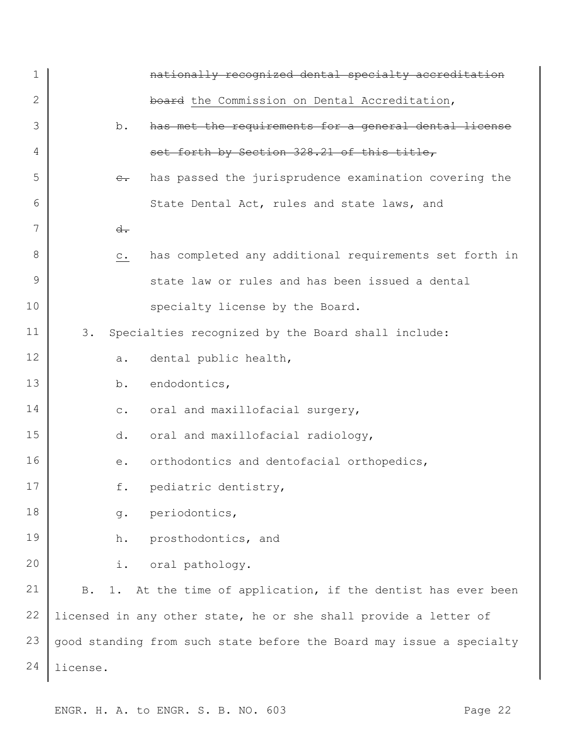~~nationally recognized dental specialty accreditation board~~ the Commission on Dental Accreditation,

b. ~~has met the requirements for a general dental license set forth by Section 328.21 of this title,~~

~~c.~~ has passed the jurisprudence examination covering the State Dental Act, rules and state laws, and

~~d.~~

c. has completed any additional requirements set forth in state law or rules and has been issued a dental specialty license by the Board.

3. Specialties recognized by the Board shall include:

a. dental public health,

b. endodontics,

c. oral and maxillofacial surgery,

d. oral and maxillofacial radiology,

e. orthodontics and dentofacial orthopedics,

f. pediatric dentistry,

g. periodontics,

h. prosthodontics, and

i. oral pathology.

B. 1. At the time of application, if the dentist has ever been licensed in any other state, he or she shall provide a letter of good standing from such state before the Board may issue a specialty license.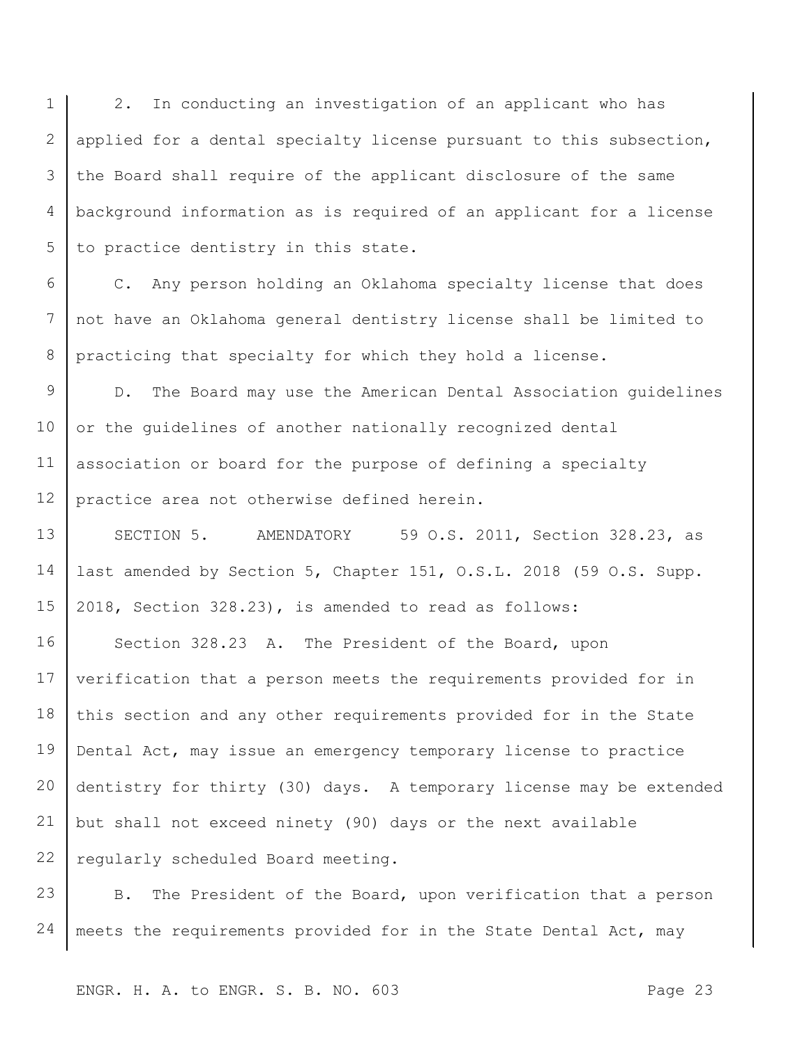2. In conducting an investigation of an applicant who has applied for a dental specialty license pursuant to this subsection, the Board shall require of the applicant disclosure of the same background information as is required of an applicant for a license to practice dentistry in this state.

C. Any person holding an Oklahoma specialty license that does not have an Oklahoma general dentistry license shall be limited to practicing that specialty for which they hold a license.

D. The Board may use the American Dental Association guidelines or the guidelines of another nationally recognized dental association or board for the purpose of defining a specialty practice area not otherwise defined herein.

SECTION 5. AMENDATORY 59 O.S. 2011, Section 328.23, as last amended by Section 5, Chapter 151, O.S.L. 2018 (59 O.S. Supp. 2018, Section 328.23), is amended to read as follows:

Section 328.23 A. The President of the Board, upon verification that a person meets the requirements provided for in this section and any other requirements provided for in the State Dental Act, may issue an emergency temporary license to practice dentistry for thirty (30) days. A temporary license may be extended but shall not exceed ninety (90) days or the next available regularly scheduled Board meeting.

B. The President of the Board, upon verification that a person meets the requirements provided for in the State Dental Act, may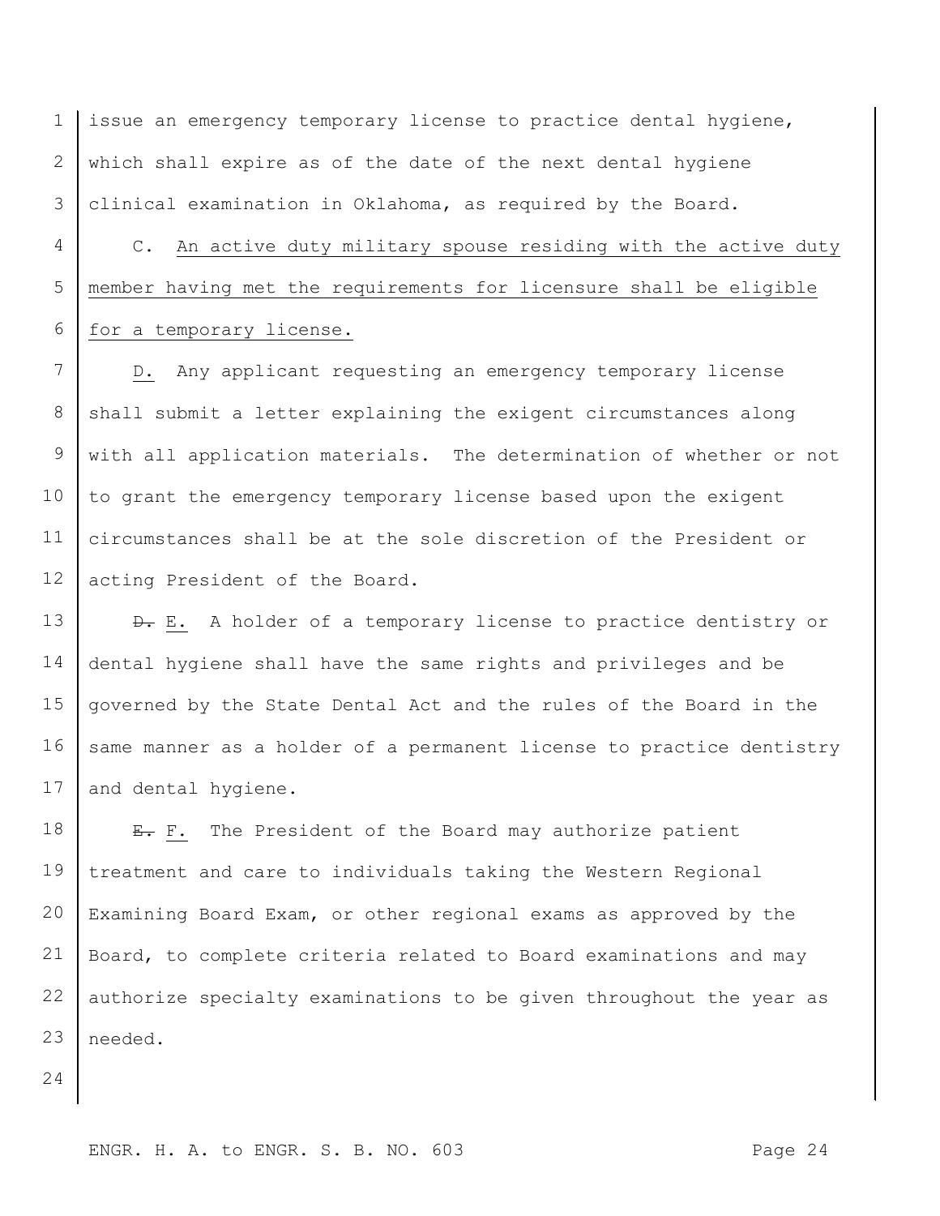issue an emergency temporary license to practice dental hygiene, which shall expire as of the date of the next dental hygiene clinical examination in Oklahoma, as required by the Board.

C. An active duty military spouse residing with the active duty member having met the requirements for licensure shall be eligible for a temporary license.

D. Any applicant requesting an emergency temporary license shall submit a letter explaining the exigent circumstances along with all application materials. The determination of whether or not to grant the emergency temporary license based upon the exigent circumstances shall be at the sole discretion of the President or acting President of the Board.

~~D.~~ E. A holder of a temporary license to practice dentistry or dental hygiene shall have the same rights and privileges and be governed by the State Dental Act and the rules of the Board in the same manner as a holder of a permanent license to practice dentistry and dental hygiene.

~~E.~~ F. The President of the Board may authorize patient treatment and care to individuals taking the Western Regional Examining Board Exam, or other regional exams as approved by the Board, to complete criteria related to Board examinations and may authorize specialty examinations to be given throughout the year as needed.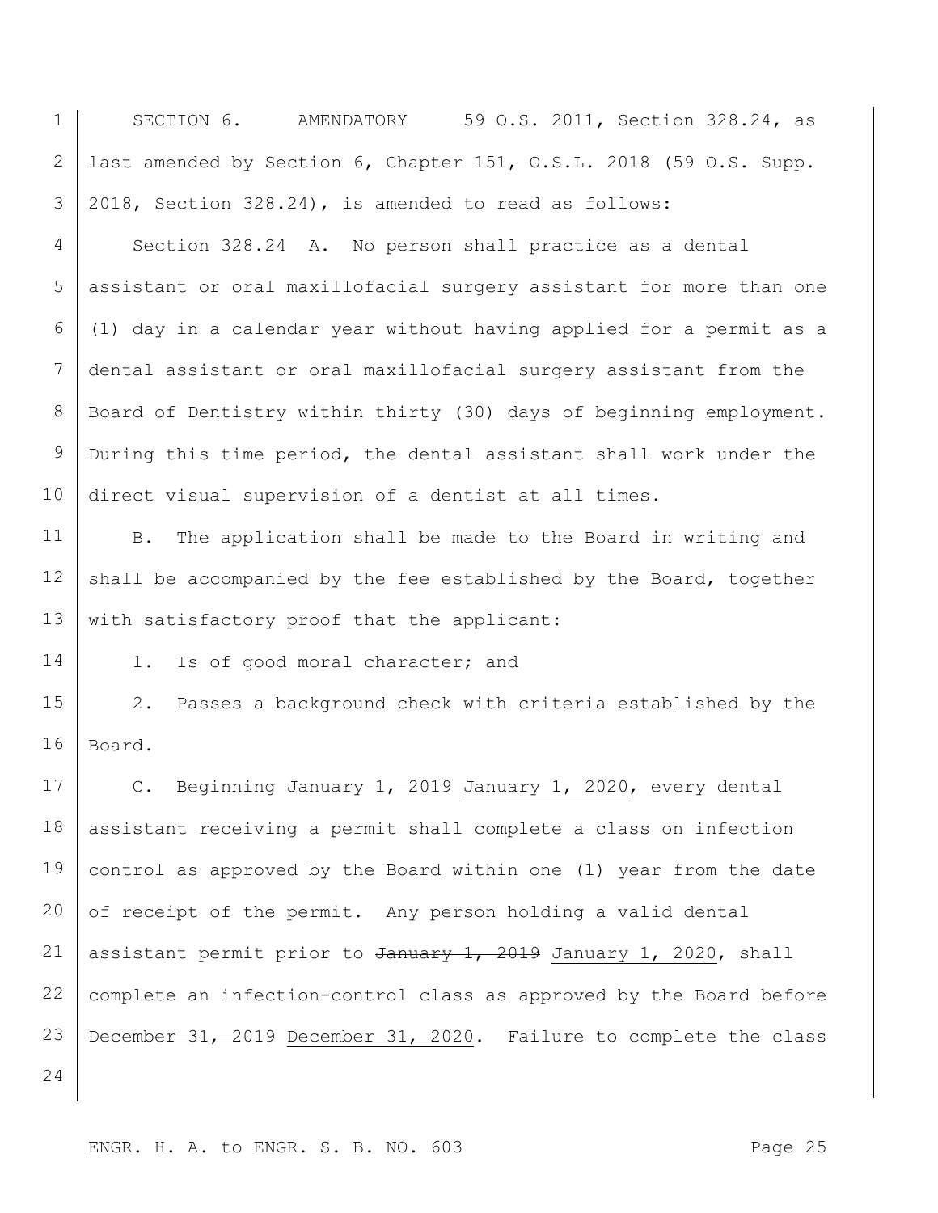SECTION 6. AMENDATORY 59 O.S. 2011, Section 328.24, as last amended by Section 6, Chapter 151, O.S.L. 2018 (59 O.S. Supp. 2018, Section 328.24), is amended to read as follows:

Section 328.24 A. No person shall practice as a dental assistant or oral maxillofacial surgery assistant for more than one (1) day in a calendar year without having applied for a permit as a dental assistant or oral maxillofacial surgery assistant from the Board of Dentistry within thirty (30) days of beginning employment. During this time period, the dental assistant shall work under the direct visual supervision of a dentist at all times.

B. The application shall be made to the Board in writing and shall be accompanied by the fee established by the Board, together with satisfactory proof that the applicant:

1. Is of good moral character; and

2. Passes a background check with criteria established by the Board.

C. Beginning ~~January 1, 2019~~ January 1, 2020, every dental assistant receiving a permit shall complete a class on infection control as approved by the Board within one (1) year from the date of receipt of the permit. Any person holding a valid dental assistant permit prior to ~~January 1, 2019~~ January 1, 2020, shall complete an infection-control class as approved by the Board before ~~December 31, 2019~~ December 31, 2020. Failure to complete the class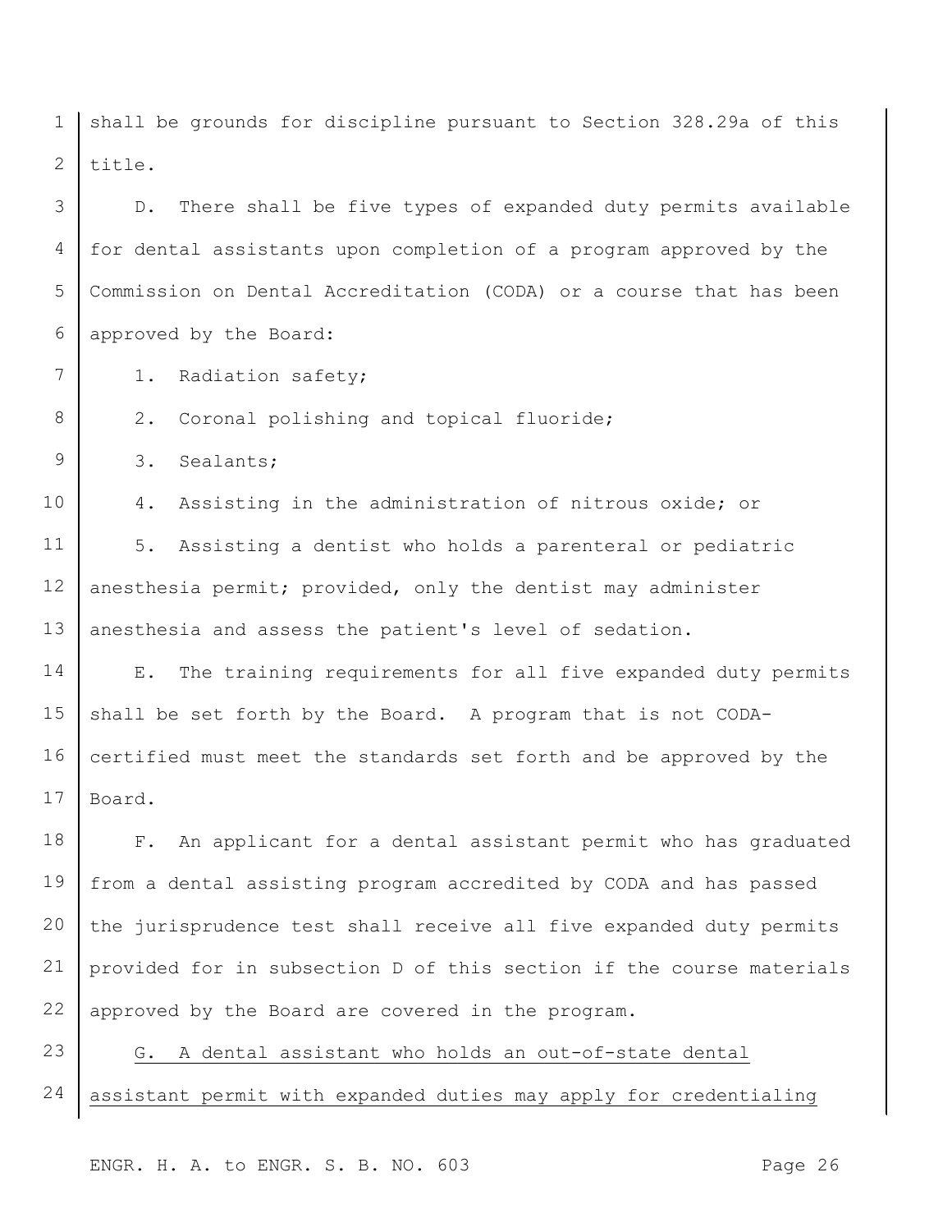shall be grounds for discipline pursuant to Section 328.29a of this title.

D. There shall be five types of expanded duty permits available for dental assistants upon completion of a program approved by the Commission on Dental Accreditation (CODA) or a course that has been approved by the Board:

1. Radiation safety;

2. Coronal polishing and topical fluoride;

3. Sealants;

4. Assisting in the administration of nitrous oxide; or

5. Assisting a dentist who holds a parenteral or pediatric anesthesia permit; provided, only the dentist may administer anesthesia and assess the patient's level of sedation.

E. The training requirements for all five expanded duty permits shall be set forth by the Board. A program that is not CODA-certified must meet the standards set forth and be approved by the Board.

F. An applicant for a dental assistant permit who has graduated from a dental assisting program accredited by CODA and has passed the jurisprudence test shall receive all five expanded duty permits provided for in subsection D of this section if the course materials approved by the Board are covered in the program.

<u>G. A dental assistant who holds an out-of-state dental assistant permit with expanded duties may apply for credentialing</u>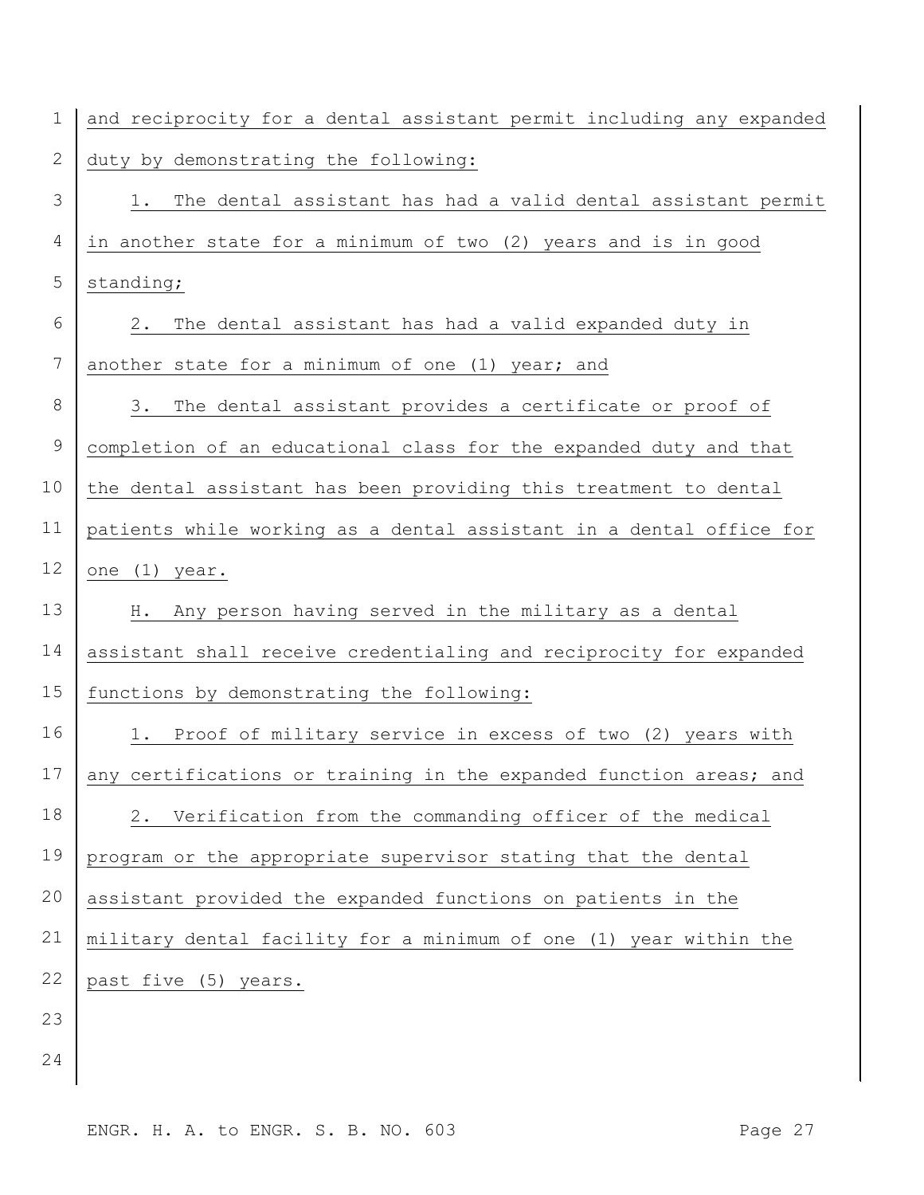and reciprocity for a dental assistant permit including any expanded duty by demonstrating the following:

1. The dental assistant has had a valid dental assistant permit in another state for a minimum of two (2) years and is in good standing;

2. The dental assistant has had a valid expanded duty in another state for a minimum of one (1) year; and

3. The dental assistant provides a certificate or proof of completion of an educational class for the expanded duty and that the dental assistant has been providing this treatment to dental patients while working as a dental assistant in a dental office for one (1) year.

H. Any person having served in the military as a dental assistant shall receive credentialing and reciprocity for expanded functions by demonstrating the following:

1. Proof of military service in excess of two (2) years with any certifications or training in the expanded function areas; and

2. Verification from the commanding officer of the medical program or the appropriate supervisor stating that the dental assistant provided the expanded functions on patients in the military dental facility for a minimum of one (1) year within the past five (5) years.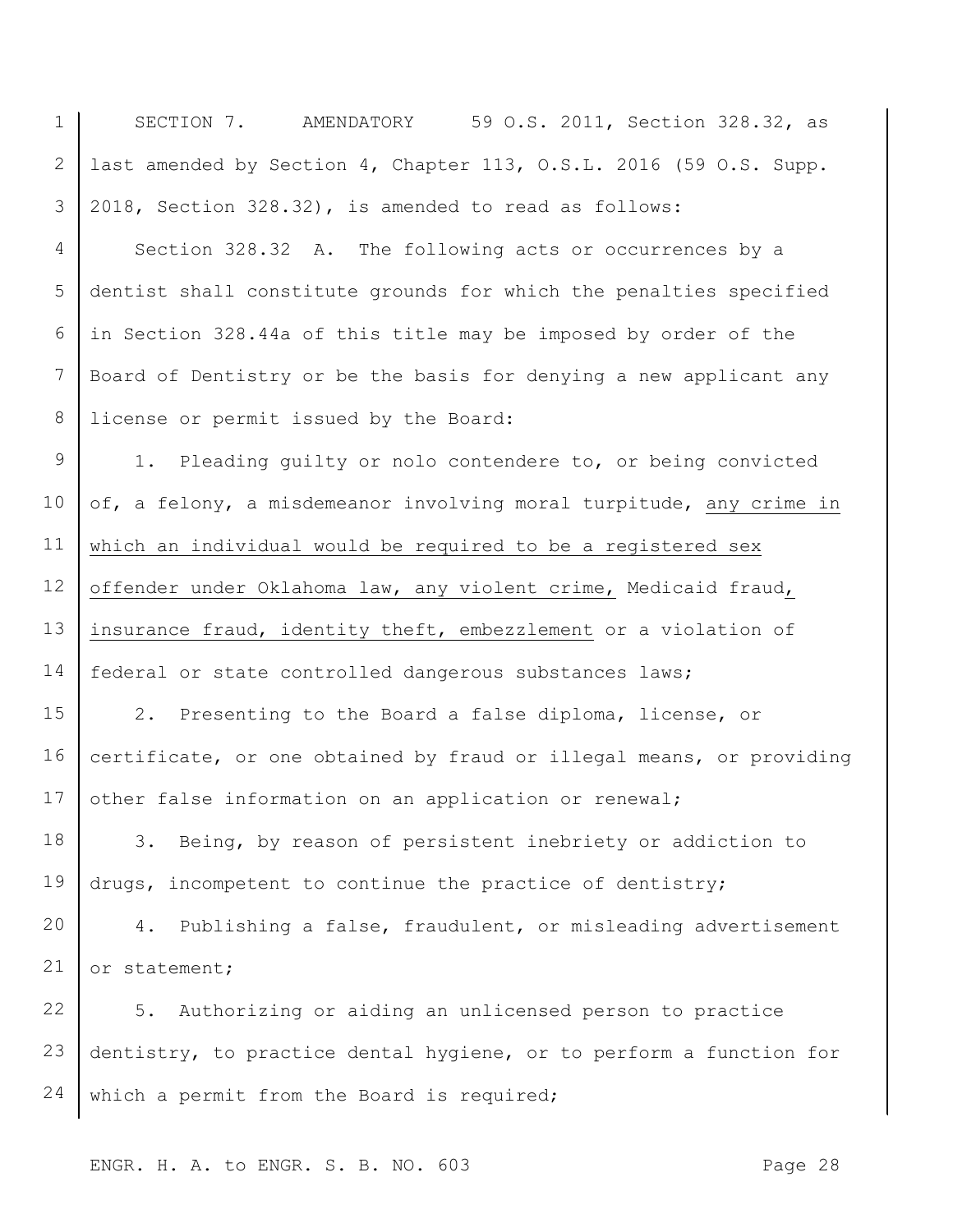SECTION 7. AMENDATORY 59 O.S. 2011, Section 328.32, as last amended by Section 4, Chapter 113, O.S.L. 2016 (59 O.S. Supp. 2018, Section 328.32), is amended to read as follows:

Section 328.32 A. The following acts or occurrences by a dentist shall constitute grounds for which the penalties specified in Section 328.44a of this title may be imposed by order of the Board of Dentistry or be the basis for denying a new applicant any license or permit issued by the Board:

1. Pleading guilty or nolo contendere to, or being convicted of, a felony, a misdemeanor involving moral turpitude, <u>any crime in which an individual would be required to be a registered sex offender under Oklahoma law, any violent crime,</u> Medicaid fraud<u>, insurance fraud, identity theft, embezzlement</u> or a violation of federal or state controlled dangerous substances laws;

2. Presenting to the Board a false diploma, license, or certificate, or one obtained by fraud or illegal means, or providing other false information on an application or renewal;

3. Being, by reason of persistent inebriety or addiction to drugs, incompetent to continue the practice of dentistry;

4. Publishing a false, fraudulent, or misleading advertisement or statement;

5. Authorizing or aiding an unlicensed person to practice dentistry, to practice dental hygiene, or to perform a function for which a permit from the Board is required;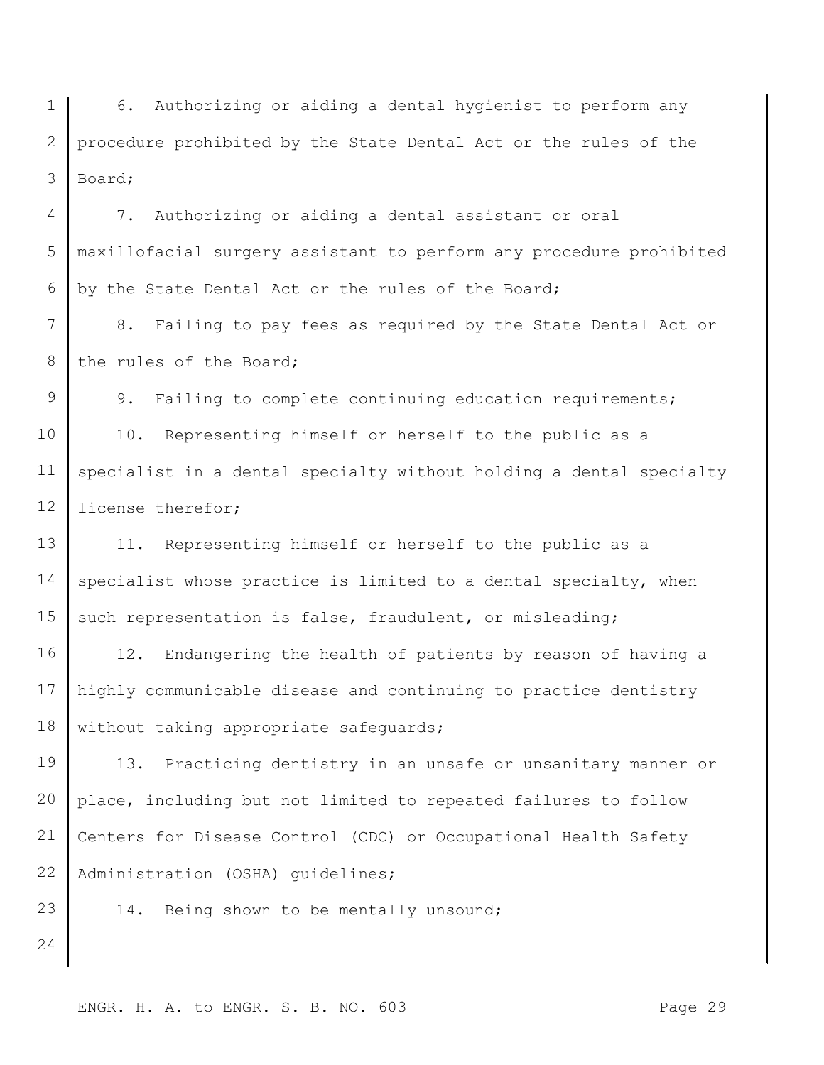6. Authorizing or aiding a dental hygienist to perform any procedure prohibited by the State Dental Act or the rules of the Board;

7. Authorizing or aiding a dental assistant or oral maxillofacial surgery assistant to perform any procedure prohibited by the State Dental Act or the rules of the Board;

8. Failing to pay fees as required by the State Dental Act or the rules of the Board;

9. Failing to complete continuing education requirements;

10. Representing himself or herself to the public as a specialist in a dental specialty without holding a dental specialty license therefor;

11. Representing himself or herself to the public as a specialist whose practice is limited to a dental specialty, when such representation is false, fraudulent, or misleading;

12. Endangering the health of patients by reason of having a highly communicable disease and continuing to practice dentistry without taking appropriate safeguards;

13. Practicing dentistry in an unsafe or unsanitary manner or place, including but not limited to repeated failures to follow Centers for Disease Control (CDC) or Occupational Health Safety Administration (OSHA) guidelines;

14. Being shown to be mentally unsound;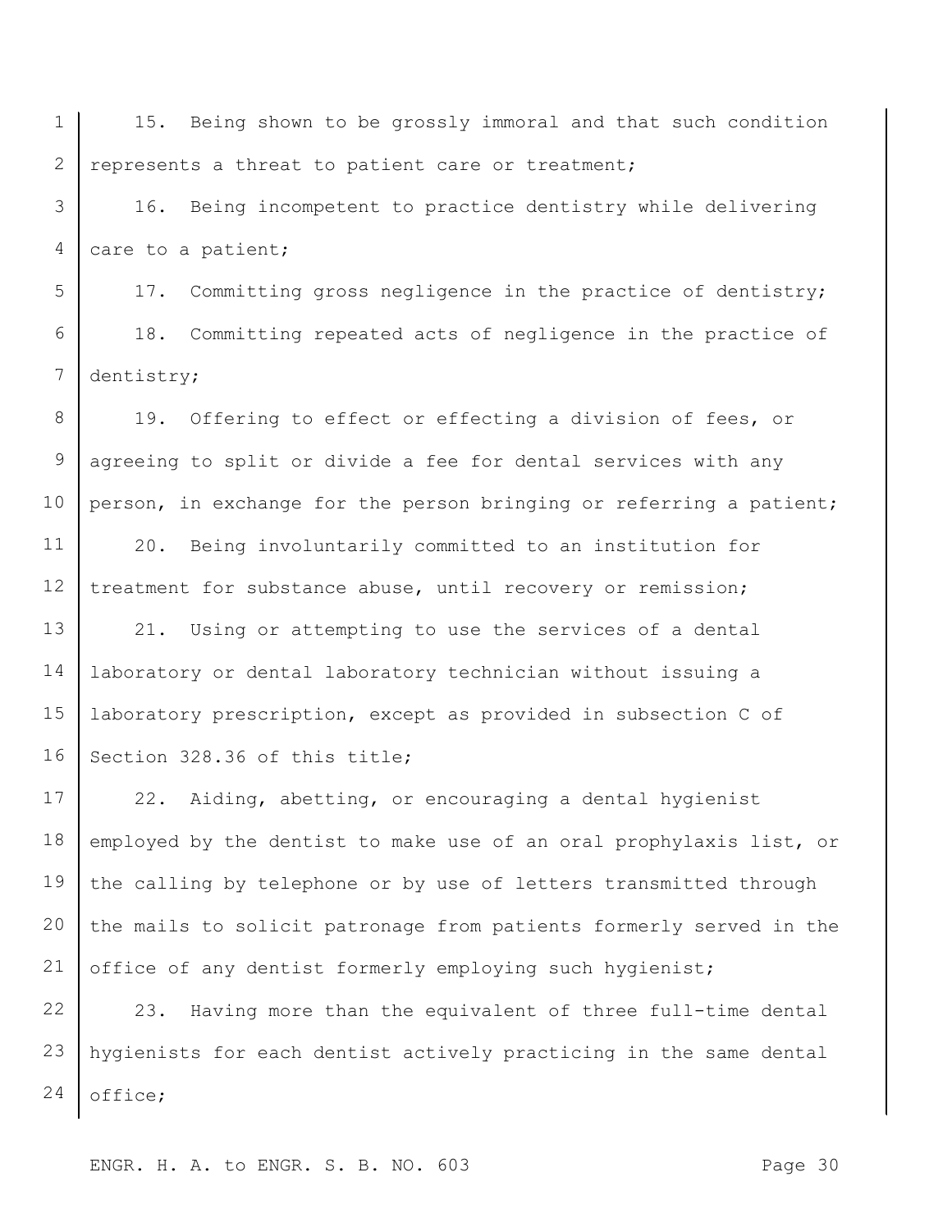15. Being shown to be grossly immoral and that such condition represents a threat to patient care or treatment;

16. Being incompetent to practice dentistry while delivering care to a patient;

17. Committing gross negligence in the practice of dentistry;

18. Committing repeated acts of negligence in the practice of dentistry;

19. Offering to effect or effecting a division of fees, or agreeing to split or divide a fee for dental services with any person, in exchange for the person bringing or referring a patient;

20. Being involuntarily committed to an institution for treatment for substance abuse, until recovery or remission;

21. Using or attempting to use the services of a dental laboratory or dental laboratory technician without issuing a laboratory prescription, except as provided in subsection C of Section 328.36 of this title;

22. Aiding, abetting, or encouraging a dental hygienist employed by the dentist to make use of an oral prophylaxis list, or the calling by telephone or by use of letters transmitted through the mails to solicit patronage from patients formerly served in the office of any dentist formerly employing such hygienist;

23. Having more than the equivalent of three full-time dental hygienists for each dentist actively practicing in the same dental office;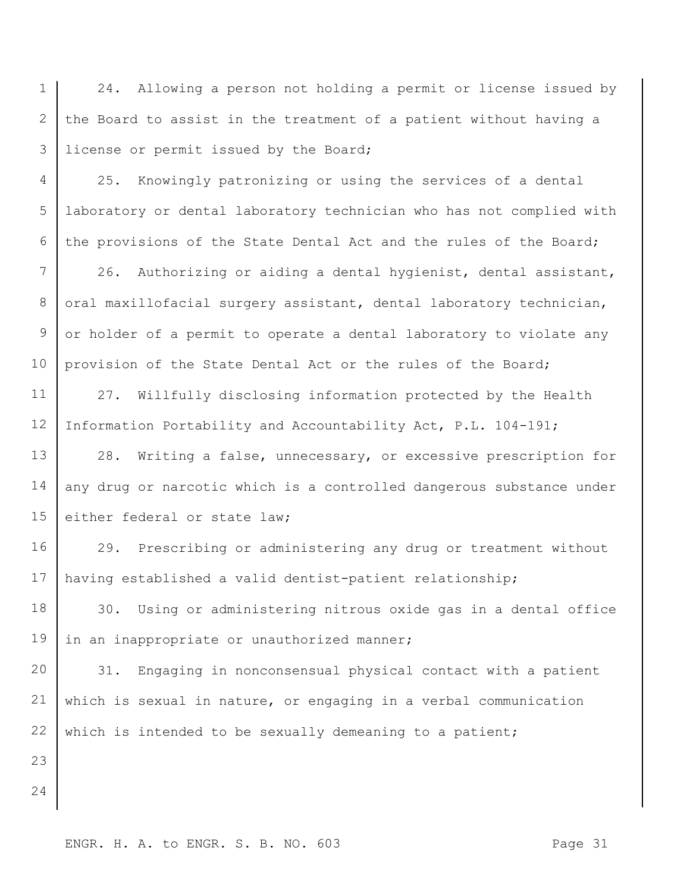24. Allowing a person not holding a permit or license issued by the Board to assist in the treatment of a patient without having a license or permit issued by the Board;

25. Knowingly patronizing or using the services of a dental laboratory or dental laboratory technician who has not complied with the provisions of the State Dental Act and the rules of the Board;

26. Authorizing or aiding a dental hygienist, dental assistant, oral maxillofacial surgery assistant, dental laboratory technician, or holder of a permit to operate a dental laboratory to violate any provision of the State Dental Act or the rules of the Board;

27. Willfully disclosing information protected by the Health Information Portability and Accountability Act, P.L. 104-191;

28. Writing a false, unnecessary, or excessive prescription for any drug or narcotic which is a controlled dangerous substance under either federal or state law;

29. Prescribing or administering any drug or treatment without having established a valid dentist-patient relationship;

30. Using or administering nitrous oxide gas in a dental office in an inappropriate or unauthorized manner;

31. Engaging in nonconsensual physical contact with a patient which is sexual in nature, or engaging in a verbal communication which is intended to be sexually demeaning to a patient;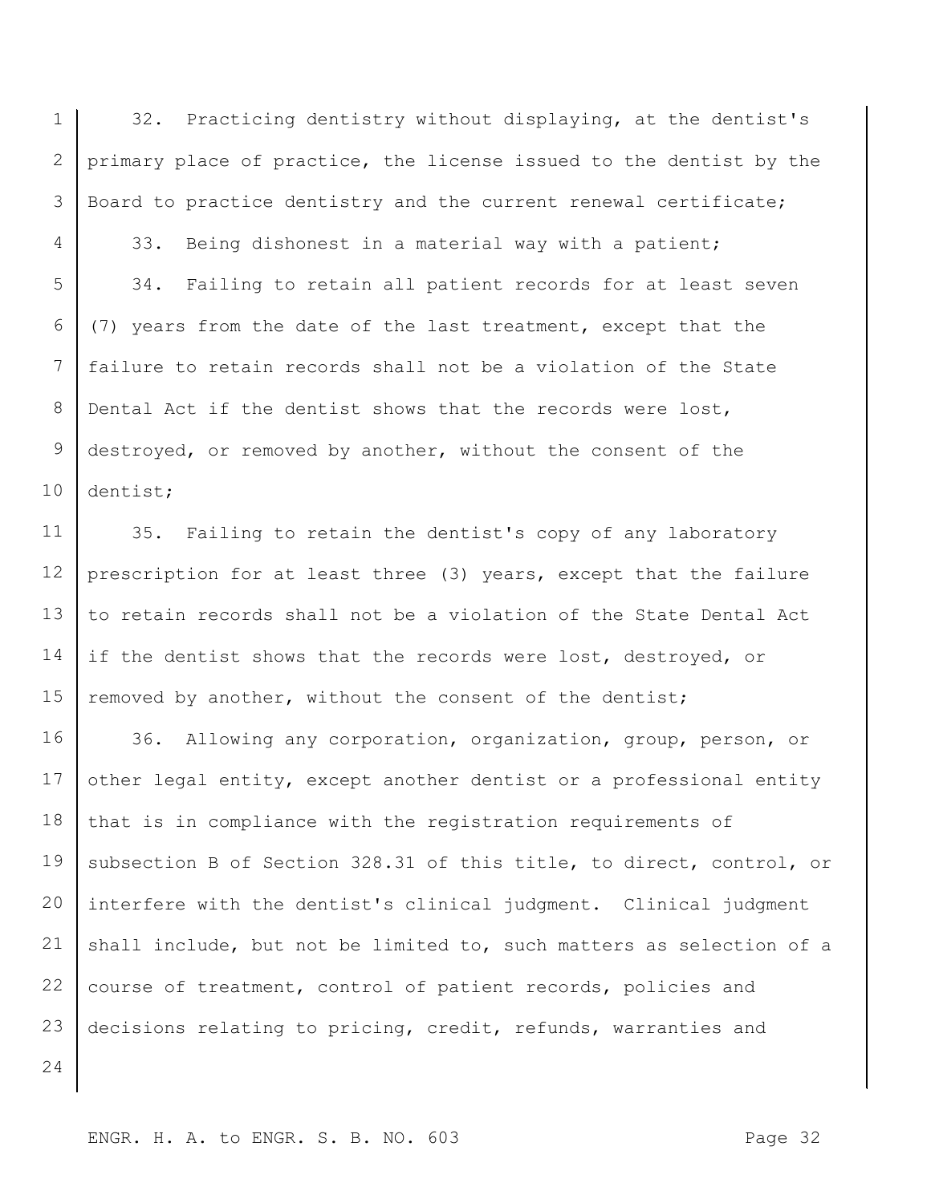32. Practicing dentistry without displaying, at the dentist's primary place of practice, the license issued to the dentist by the Board to practice dentistry and the current renewal certificate;

33. Being dishonest in a material way with a patient;

34. Failing to retain all patient records for at least seven (7) years from the date of the last treatment, except that the failure to retain records shall not be a violation of the State Dental Act if the dentist shows that the records were lost, destroyed, or removed by another, without the consent of the dentist;

35. Failing to retain the dentist's copy of any laboratory prescription for at least three (3) years, except that the failure to retain records shall not be a violation of the State Dental Act if the dentist shows that the records were lost, destroyed, or removed by another, without the consent of the dentist;

36. Allowing any corporation, organization, group, person, or other legal entity, except another dentist or a professional entity that is in compliance with the registration requirements of subsection B of Section 328.31 of this title, to direct, control, or interfere with the dentist's clinical judgment. Clinical judgment shall include, but not be limited to, such matters as selection of a course of treatment, control of patient records, policies and decisions relating to pricing, credit, refunds, warranties and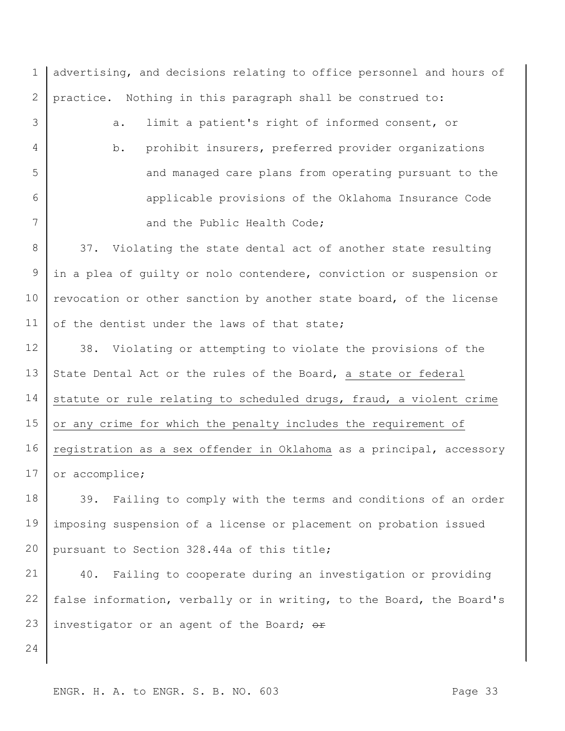advertising, and decisions relating to office personnel and hours of practice. Nothing in this paragraph shall be construed to:

a. limit a patient's right of informed consent, or

b. prohibit insurers, preferred provider organizations and managed care plans from operating pursuant to the applicable provisions of the Oklahoma Insurance Code and the Public Health Code;

37. Violating the state dental act of another state resulting in a plea of guilty or nolo contendere, conviction or suspension or revocation or other sanction by another state board, of the license of the dentist under the laws of that state;

38. Violating or attempting to violate the provisions of the State Dental Act or the rules of the Board, <u>a state or federal statute or rule relating to scheduled drugs, fraud, a violent crime or any crime for which the penalty includes the requirement of registration as a sex offender in Oklahoma</u> as a principal, accessory or accomplice;

39. Failing to comply with the terms and conditions of an order imposing suspension of a license or placement on probation issued pursuant to Section 328.44a of this title;

40. Failing to cooperate during an investigation or providing false information, verbally or in writing, to the Board, the Board's investigator or an agent of the Board; ~~or~~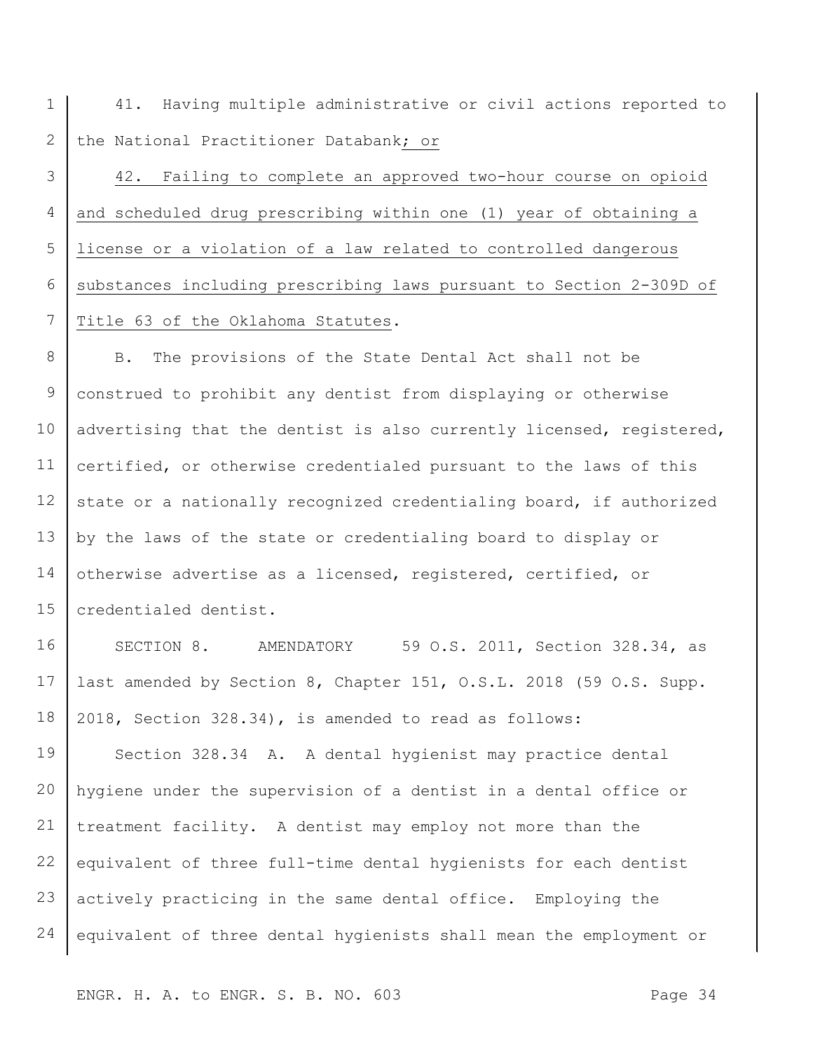41. Having multiple administrative or civil actions reported to the National Practitioner Databank; or

42. Failing to complete an approved two-hour course on opioid and scheduled drug prescribing within one (1) year of obtaining a license or a violation of a law related to controlled dangerous substances including prescribing laws pursuant to Section 2-309D of Title 63 of the Oklahoma Statutes.

B. The provisions of the State Dental Act shall not be construed to prohibit any dentist from displaying or otherwise advertising that the dentist is also currently licensed, registered, certified, or otherwise credentialed pursuant to the laws of this state or a nationally recognized credentialing board, if authorized by the laws of the state or credentialing board to display or otherwise advertise as a licensed, registered, certified, or credentialed dentist.

SECTION 8. AMENDATORY 59 O.S. 2011, Section 328.34, as last amended by Section 8, Chapter 151, O.S.L. 2018 (59 O.S. Supp. 2018, Section 328.34), is amended to read as follows:

Section 328.34 A. A dental hygienist may practice dental hygiene under the supervision of a dentist in a dental office or treatment facility. A dentist may employ not more than the equivalent of three full-time dental hygienists for each dentist actively practicing in the same dental office. Employing the equivalent of three dental hygienists shall mean the employment or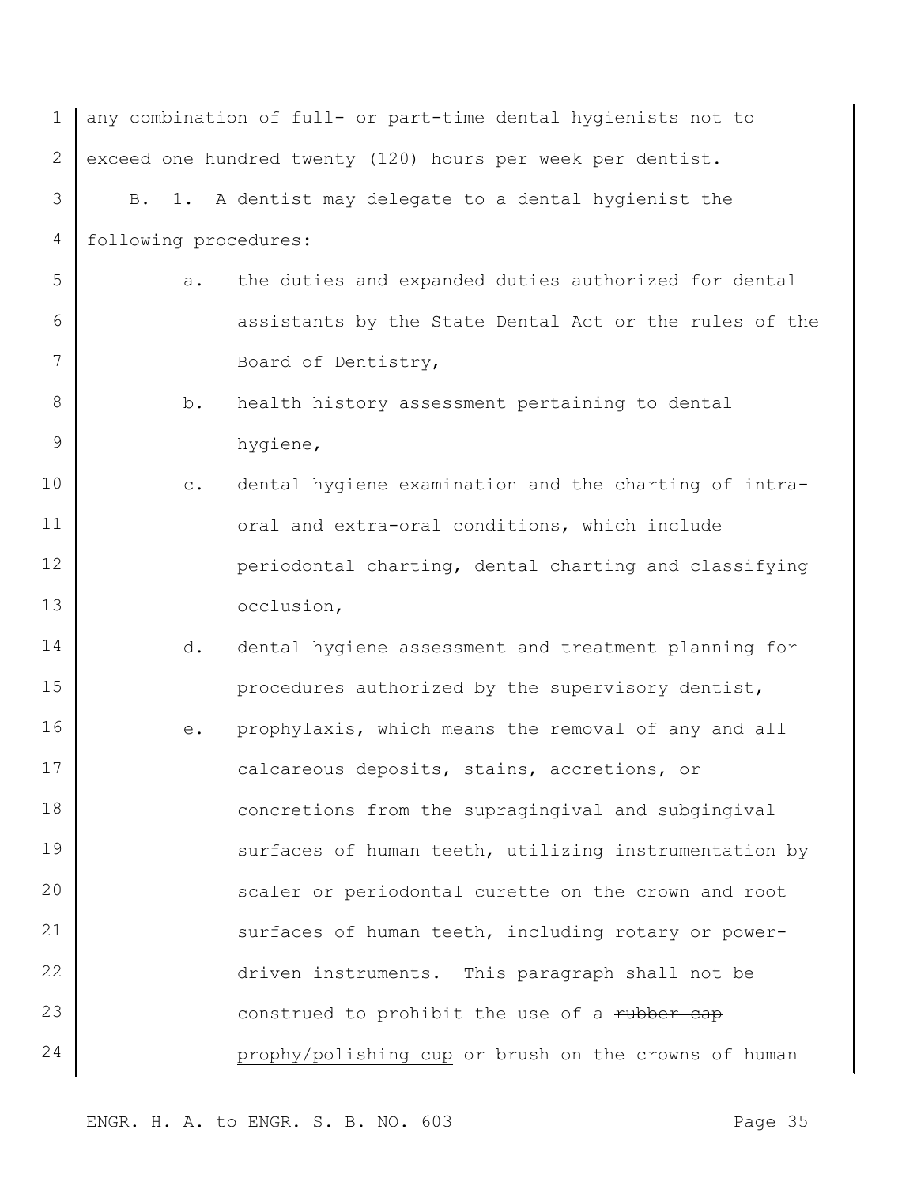any combination of full- or part-time dental hygienists not to exceed one hundred twenty (120) hours per week per dentist.

B. 1. A dentist may delegate to a dental hygienist the following procedures:

a. the duties and expanded duties authorized for dental assistants by the State Dental Act or the rules of the Board of Dentistry,

b. health history assessment pertaining to dental hygiene,

c. dental hygiene examination and the charting of intra-oral and extra-oral conditions, which include periodontal charting, dental charting and classifying occlusion,

d. dental hygiene assessment and treatment planning for procedures authorized by the supervisory dentist,

e. prophylaxis, which means the removal of any and all calcareous deposits, stains, accretions, or concretions from the supragingival and subgingival surfaces of human teeth, utilizing instrumentation by scaler or periodontal curette on the crown and root surfaces of human teeth, including rotary or power-driven instruments. This paragraph shall not be construed to prohibit the use of a ~~rubber cap~~ <u>prophy/polishing cup</u> or brush on the crowns of human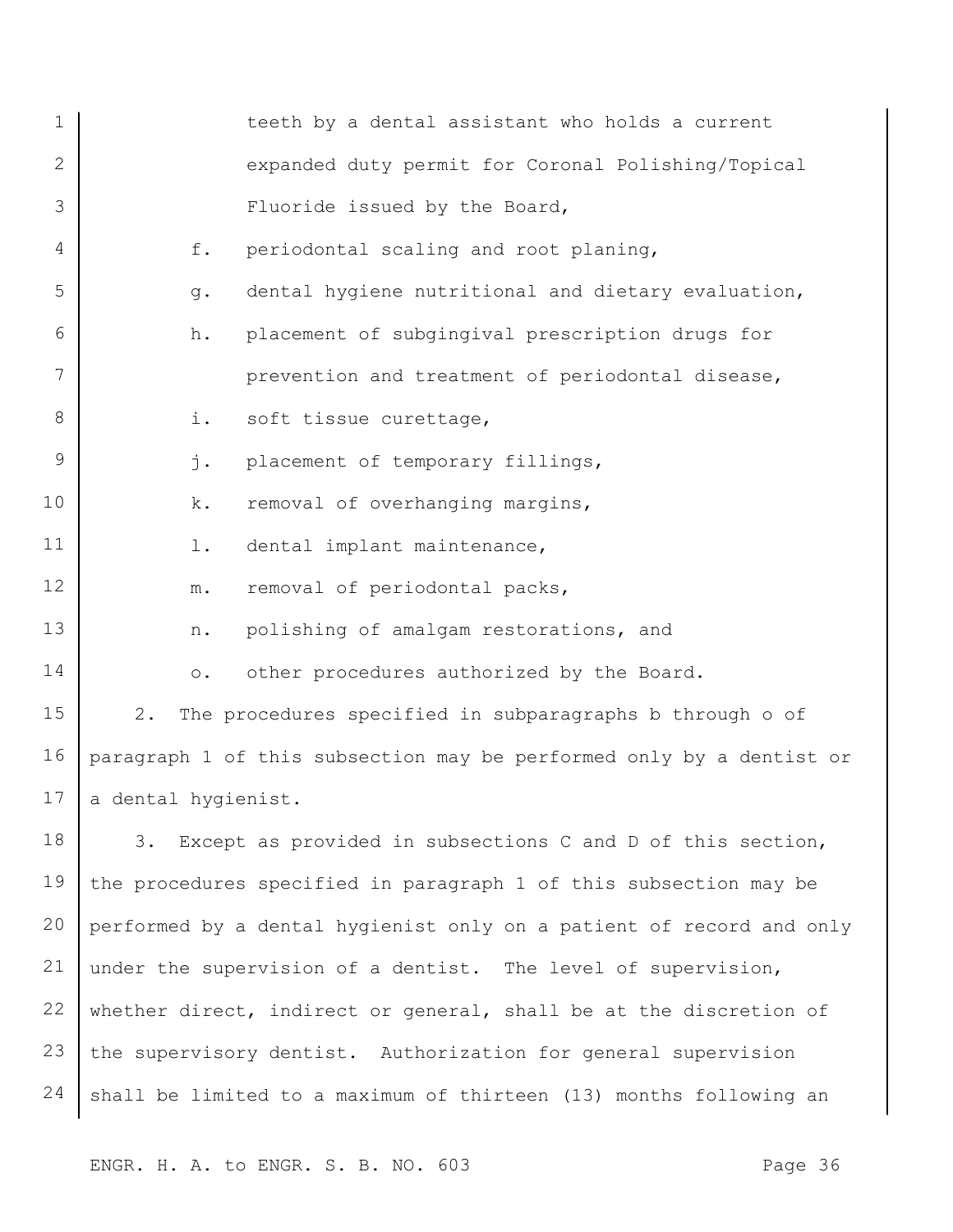teeth by a dental assistant who holds a current expanded duty permit for Coronal Polishing/Topical Fluoride issued by the Board,

f. periodontal scaling and root planing,

g. dental hygiene nutritional and dietary evaluation,

h. placement of subgingival prescription drugs for prevention and treatment of periodontal disease,

i. soft tissue curettage,

j. placement of temporary fillings,

k. removal of overhanging margins,

l. dental implant maintenance,

m. removal of periodontal packs,

n. polishing of amalgam restorations, and

o. other procedures authorized by the Board.

2. The procedures specified in subparagraphs b through o of paragraph 1 of this subsection may be performed only by a dentist or a dental hygienist.

3. Except as provided in subsections C and D of this section, the procedures specified in paragraph 1 of this subsection may be performed by a dental hygienist only on a patient of record and only under the supervision of a dentist. The level of supervision, whether direct, indirect or general, shall be at the discretion of the supervisory dentist. Authorization for general supervision shall be limited to a maximum of thirteen (13) months following an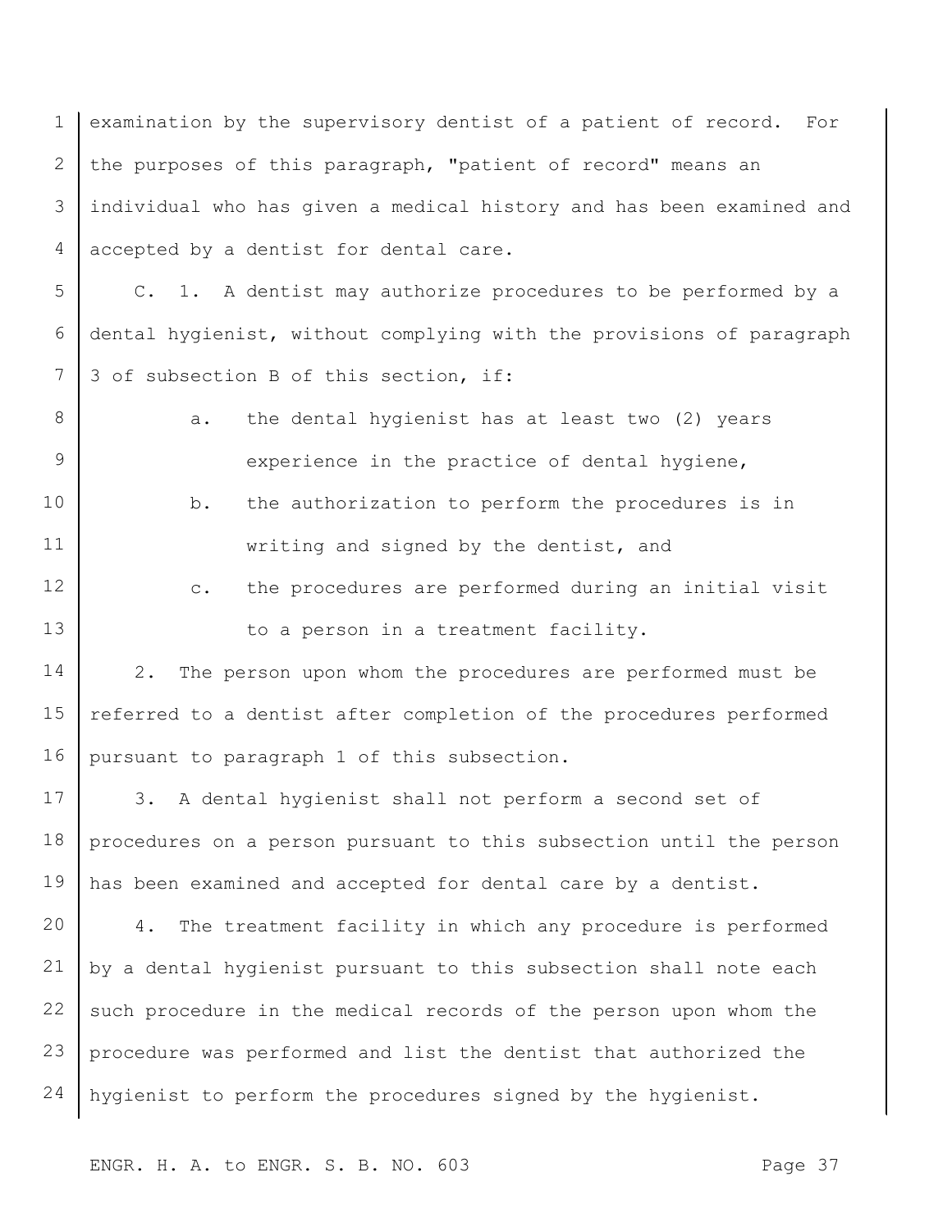examination by the supervisory dentist of a patient of record. For the purposes of this paragraph, "patient of record" means an individual who has given a medical history and has been examined and accepted by a dentist for dental care.

C. 1. A dentist may authorize procedures to be performed by a dental hygienist, without complying with the provisions of paragraph 3 of subsection B of this section, if:

a. the dental hygienist has at least two (2) years experience in the practice of dental hygiene,

b. the authorization to perform the procedures is in writing and signed by the dentist, and

c. the procedures are performed during an initial visit to a person in a treatment facility.

2. The person upon whom the procedures are performed must be referred to a dentist after completion of the procedures performed pursuant to paragraph 1 of this subsection.

3. A dental hygienist shall not perform a second set of procedures on a person pursuant to this subsection until the person has been examined and accepted for dental care by a dentist.

4. The treatment facility in which any procedure is performed by a dental hygienist pursuant to this subsection shall note each such procedure in the medical records of the person upon whom the procedure was performed and list the dentist that authorized the hygienist to perform the procedures signed by the hygienist.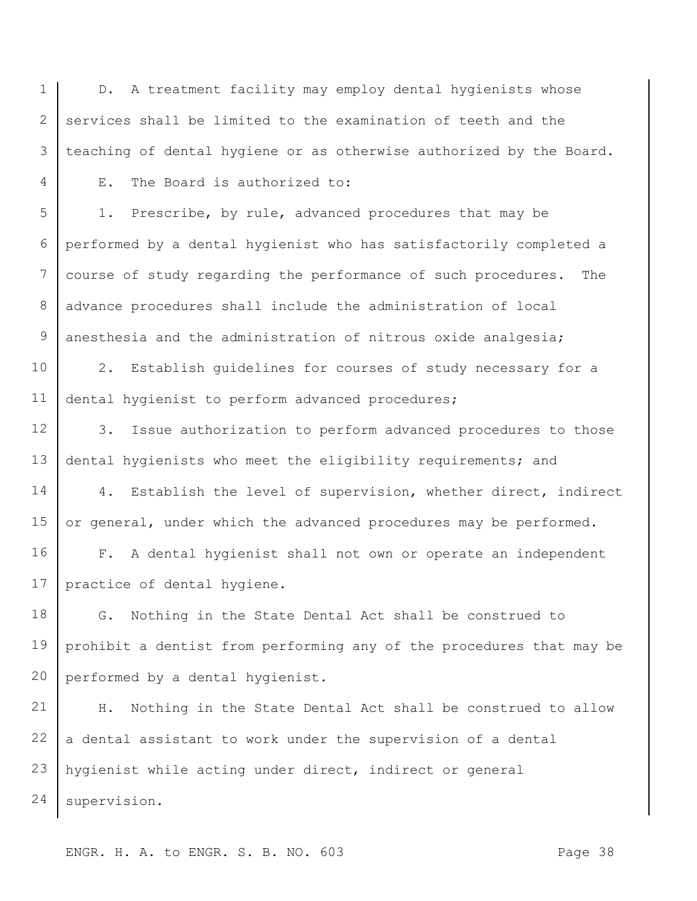D. A treatment facility may employ dental hygienists whose services shall be limited to the examination of teeth and the teaching of dental hygiene or as otherwise authorized by the Board.

E. The Board is authorized to:

1. Prescribe, by rule, advanced procedures that may be performed by a dental hygienist who has satisfactorily completed a course of study regarding the performance of such procedures. The advance procedures shall include the administration of local anesthesia and the administration of nitrous oxide analgesia;

2. Establish guidelines for courses of study necessary for a dental hygienist to perform advanced procedures;

3. Issue authorization to perform advanced procedures to those dental hygienists who meet the eligibility requirements; and

4. Establish the level of supervision, whether direct, indirect or general, under which the advanced procedures may be performed.

F. A dental hygienist shall not own or operate an independent practice of dental hygiene.

G. Nothing in the State Dental Act shall be construed to prohibit a dentist from performing any of the procedures that may be performed by a dental hygienist.

H. Nothing in the State Dental Act shall be construed to allow a dental assistant to work under the supervision of a dental hygienist while acting under direct, indirect or general supervision.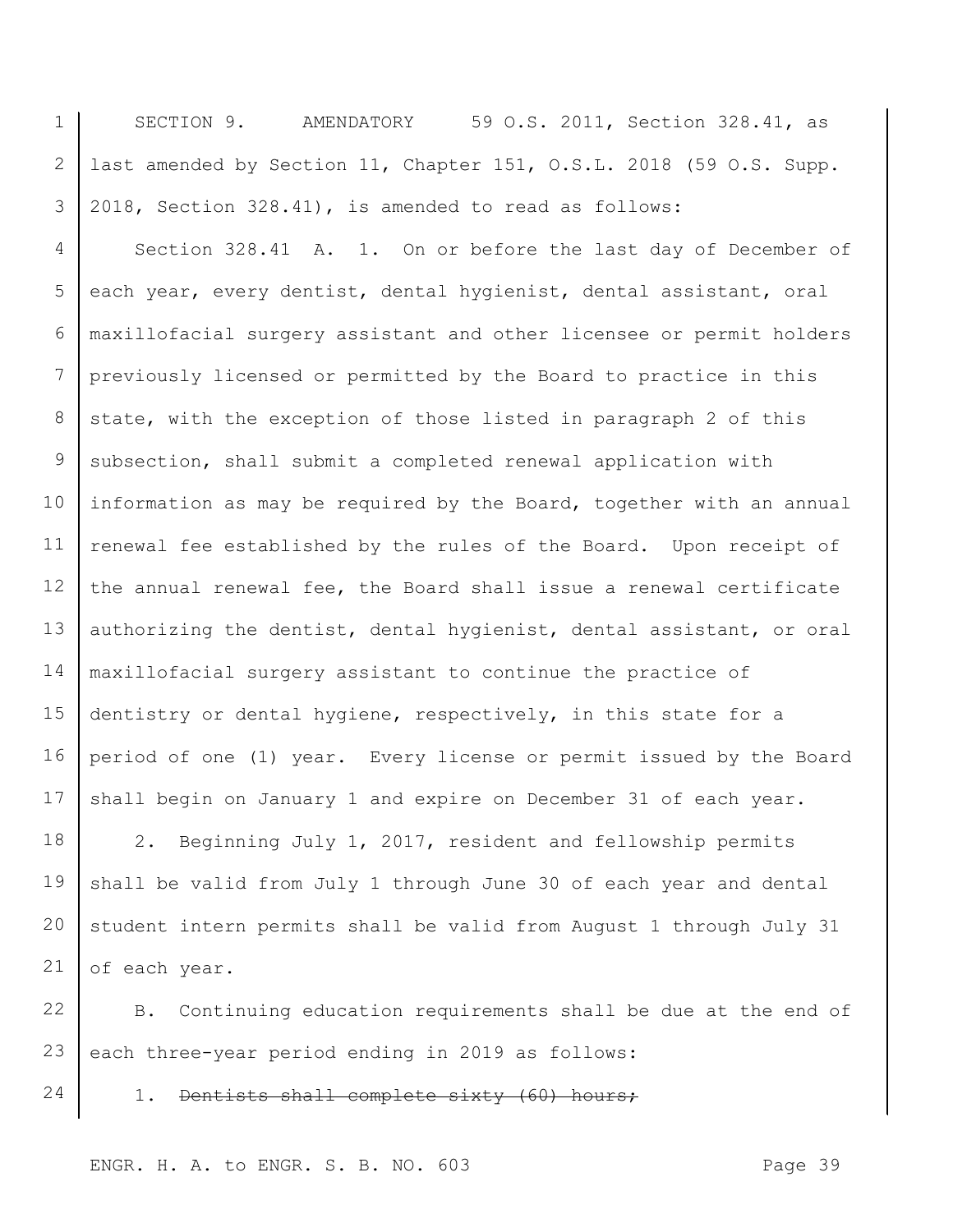SECTION 9. AMENDATORY 59 O.S. 2011, Section 328.41, as last amended by Section 11, Chapter 151, O.S.L. 2018 (59 O.S. Supp. 2018, Section 328.41), is amended to read as follows:

Section 328.41 A. 1. On or before the last day of December of each year, every dentist, dental hygienist, dental assistant, oral maxillofacial surgery assistant and other licensee or permit holders previously licensed or permitted by the Board to practice in this state, with the exception of those listed in paragraph 2 of this subsection, shall submit a completed renewal application with information as may be required by the Board, together with an annual renewal fee established by the rules of the Board. Upon receipt of the annual renewal fee, the Board shall issue a renewal certificate authorizing the dentist, dental hygienist, dental assistant, or oral maxillofacial surgery assistant to continue the practice of dentistry or dental hygiene, respectively, in this state for a period of one (1) year. Every license or permit issued by the Board shall begin on January 1 and expire on December 31 of each year.

2. Beginning July 1, 2017, resident and fellowship permits shall be valid from July 1 through June 30 of each year and dental student intern permits shall be valid from August 1 through July 31 of each year.

B. Continuing education requirements shall be due at the end of each three-year period ending in 2019 as follows:

1. ~~Dentists shall complete sixty (60) hours;~~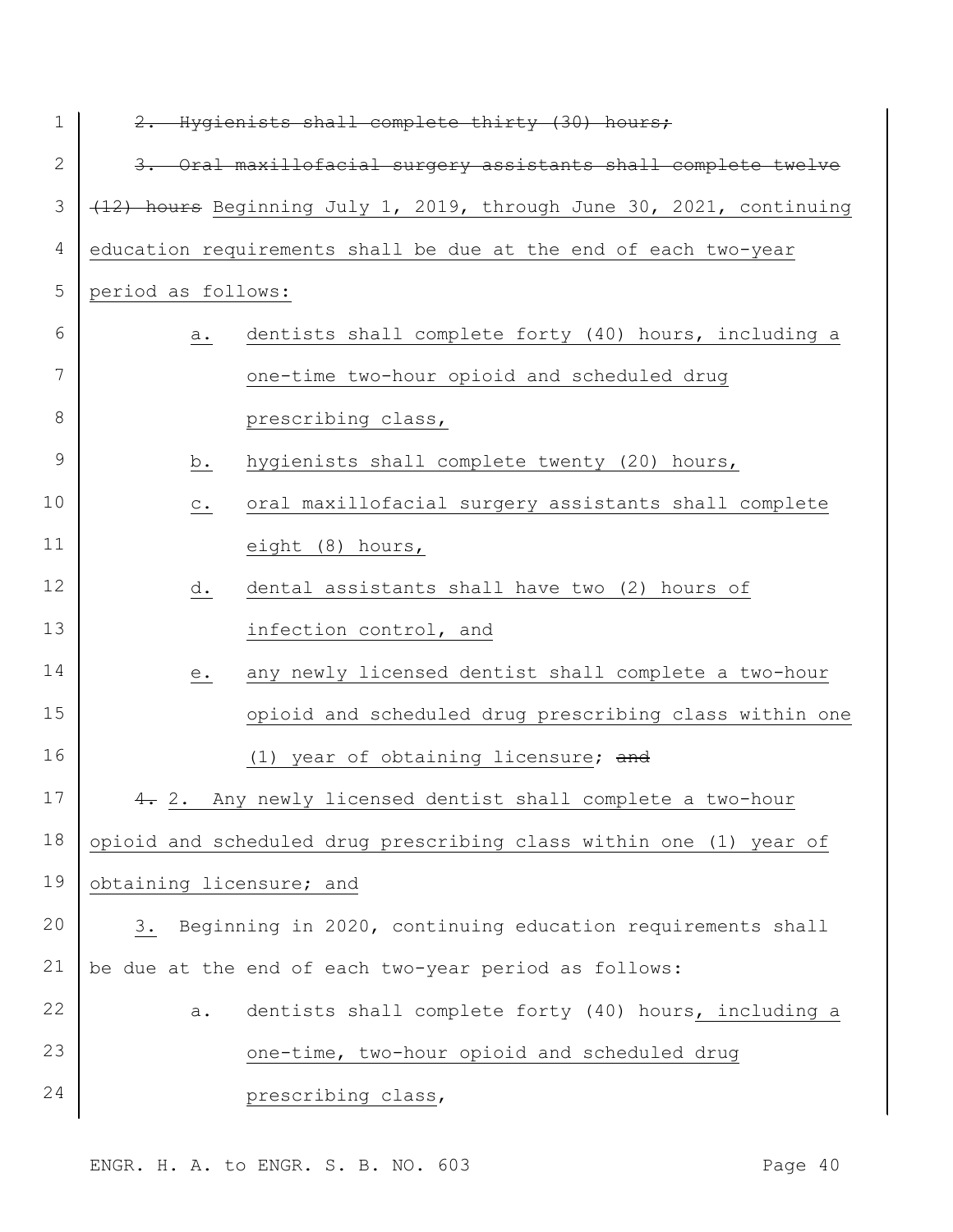~~2. Hygienists shall complete thirty (30) hours;~~

~~3. Oral maxillofacial surgery assistants shall complete twelve (12) hours~~ Beginning July 1, 2019, through June 30, 2021, continuing education requirements shall be due at the end of each two-year period as follows:

a. dentists shall complete forty (40) hours, including a one-time two-hour opioid and scheduled drug prescribing class,

b. hygienists shall complete twenty (20) hours,

c. oral maxillofacial surgery assistants shall complete eight (8) hours,

d. dental assistants shall have two (2) hours of infection control, and

e. any newly licensed dentist shall complete a two-hour opioid and scheduled drug prescribing class within one (1) year of obtaining licensure; ~~and~~

~~4.~~ 2. Any newly licensed dentist shall complete a two-hour opioid and scheduled drug prescribing class within one (1) year of obtaining licensure; and

3. Beginning in 2020, continuing education requirements shall be due at the end of each two-year period as follows:

a. dentists shall complete forty (40) hours, including a one-time, two-hour opioid and scheduled drug prescribing class,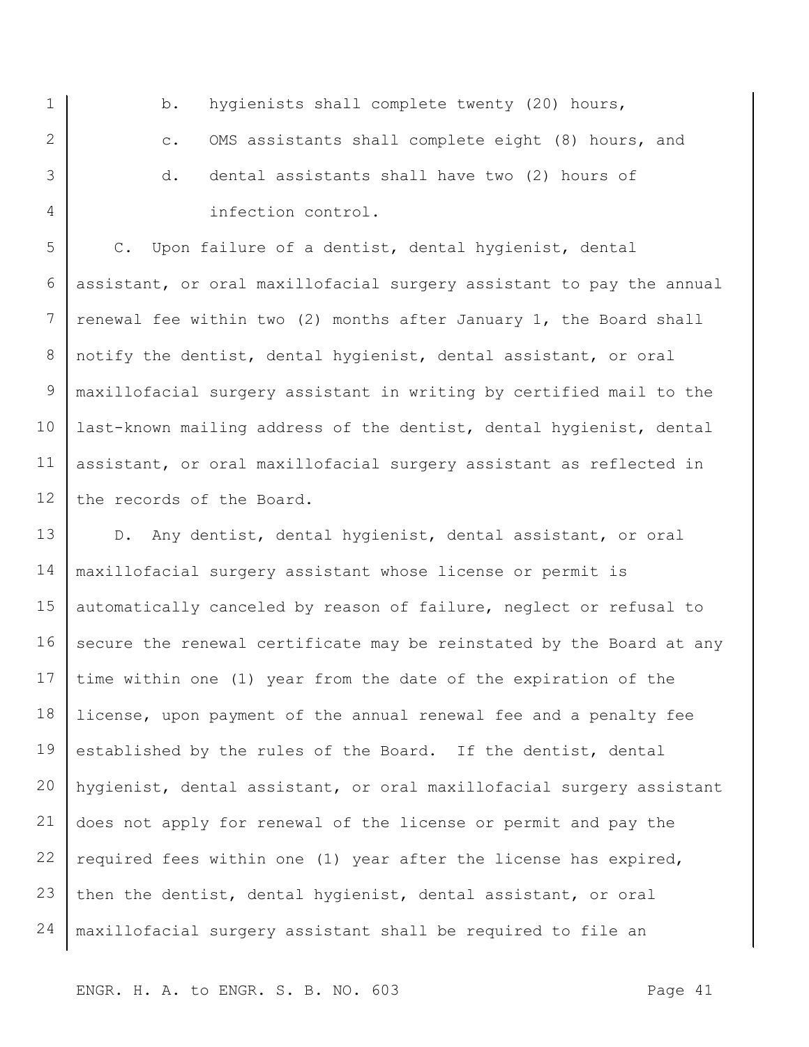b. hygienists shall complete twenty (20) hours,

c. OMS assistants shall complete eight (8) hours, and

d. dental assistants shall have two (2) hours of infection control.

C. Upon failure of a dentist, dental hygienist, dental assistant, or oral maxillofacial surgery assistant to pay the annual renewal fee within two (2) months after January 1, the Board shall notify the dentist, dental hygienist, dental assistant, or oral maxillofacial surgery assistant in writing by certified mail to the last-known mailing address of the dentist, dental hygienist, dental assistant, or oral maxillofacial surgery assistant as reflected in the records of the Board.

D. Any dentist, dental hygienist, dental assistant, or oral maxillofacial surgery assistant whose license or permit is automatically canceled by reason of failure, neglect or refusal to secure the renewal certificate may be reinstated by the Board at any time within one (1) year from the date of the expiration of the license, upon payment of the annual renewal fee and a penalty fee established by the rules of the Board. If the dentist, dental hygienist, dental assistant, or oral maxillofacial surgery assistant does not apply for renewal of the license or permit and pay the required fees within one (1) year after the license has expired, then the dentist, dental hygienist, dental assistant, or oral maxillofacial surgery assistant shall be required to file an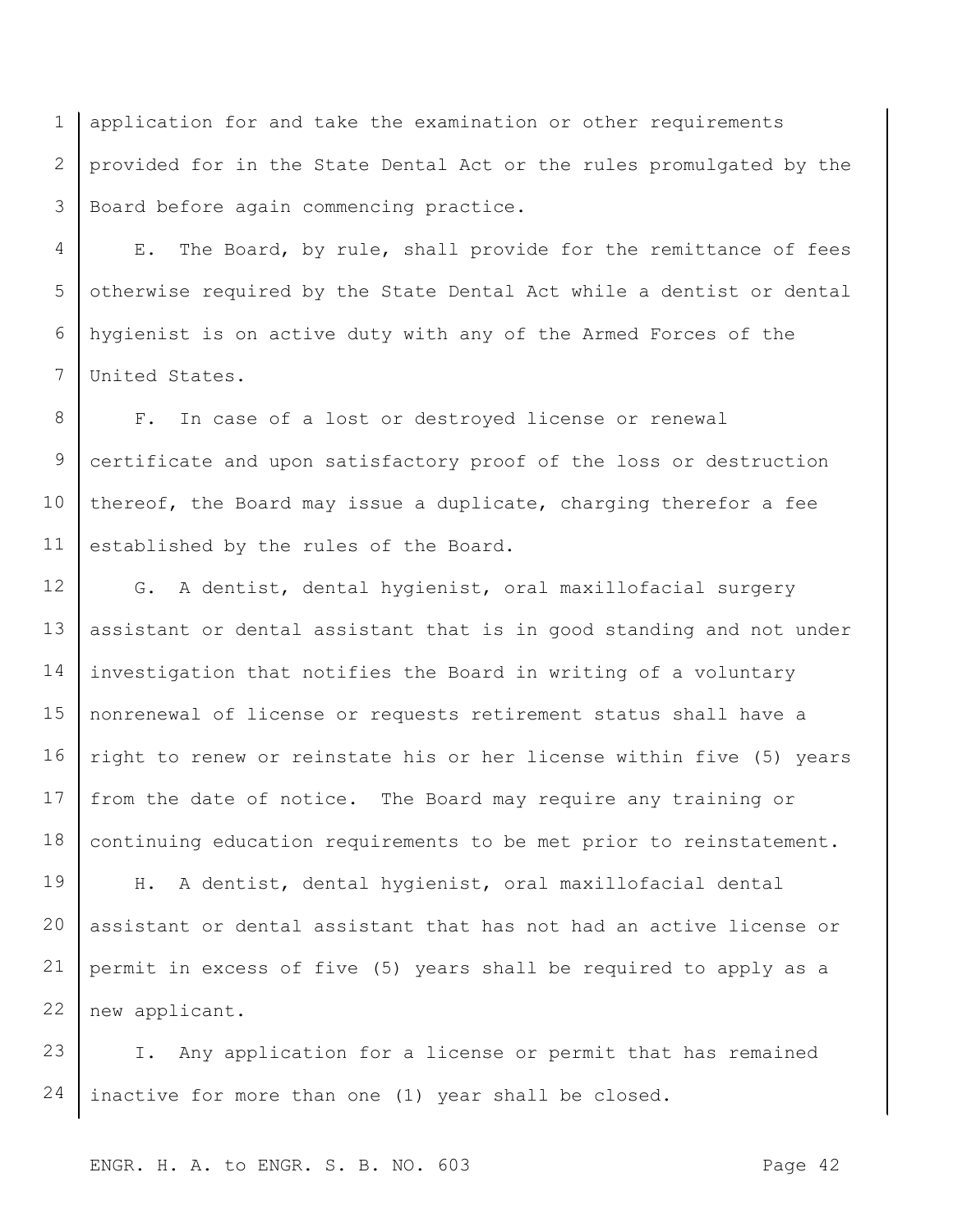application for and take the examination or other requirements provided for in the State Dental Act or the rules promulgated by the Board before again commencing practice.

E. The Board, by rule, shall provide for the remittance of fees otherwise required by the State Dental Act while a dentist or dental hygienist is on active duty with any of the Armed Forces of the United States.

F. In case of a lost or destroyed license or renewal certificate and upon satisfactory proof of the loss or destruction thereof, the Board may issue a duplicate, charging therefor a fee established by the rules of the Board.

G. A dentist, dental hygienist, oral maxillofacial surgery assistant or dental assistant that is in good standing and not under investigation that notifies the Board in writing of a voluntary nonrenewal of license or requests retirement status shall have a right to renew or reinstate his or her license within five (5) years from the date of notice. The Board may require any training or continuing education requirements to be met prior to reinstatement.

H. A dentist, dental hygienist, oral maxillofacial dental assistant or dental assistant that has not had an active license or permit in excess of five (5) years shall be required to apply as a new applicant.

I. Any application for a license or permit that has remained inactive for more than one (1) year shall be closed.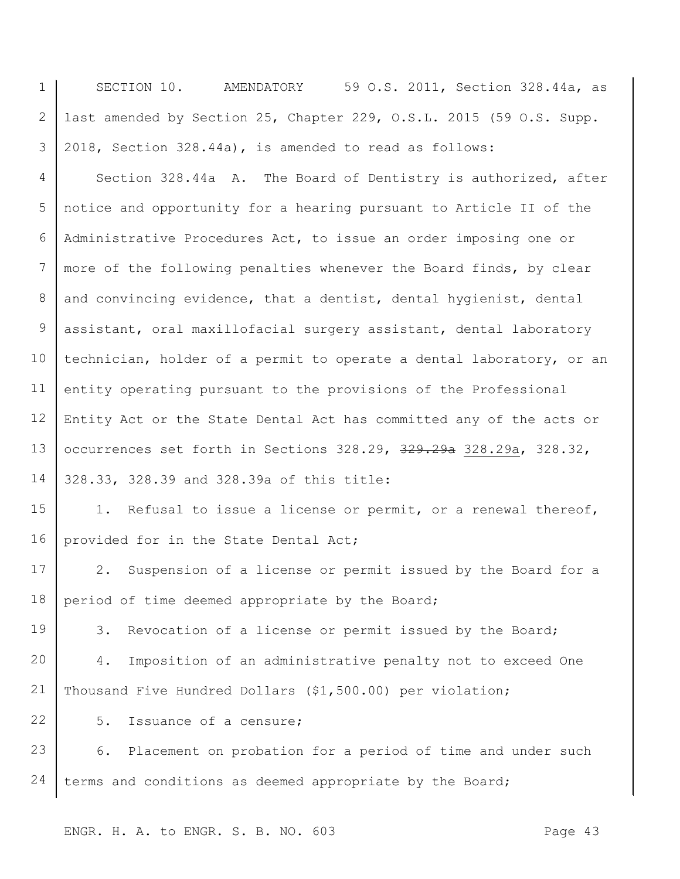SECTION 10. AMENDATORY 59 O.S. 2011, Section 328.44a, as last amended by Section 25, Chapter 229, O.S.L. 2015 (59 O.S. Supp. 2018, Section 328.44a), is amended to read as follows:

Section 328.44a A. The Board of Dentistry is authorized, after notice and opportunity for a hearing pursuant to Article II of the Administrative Procedures Act, to issue an order imposing one or more of the following penalties whenever the Board finds, by clear and convincing evidence, that a dentist, dental hygienist, dental assistant, oral maxillofacial surgery assistant, dental laboratory technician, holder of a permit to operate a dental laboratory, or an entity operating pursuant to the provisions of the Professional Entity Act or the State Dental Act has committed any of the acts or occurrences set forth in Sections 328.29, ~~329.29a~~ <u>328.29a</u>, 328.32, 328.33, 328.39 and 328.39a of this title:

1. Refusal to issue a license or permit, or a renewal thereof, provided for in the State Dental Act;
2. Suspension of a license or permit issued by the Board for a period of time deemed appropriate by the Board;
3. Revocation of a license or permit issued by the Board;
4. Imposition of an administrative penalty not to exceed One Thousand Five Hundred Dollars ($1,500.00) per violation;
5. Issuance of a censure;
6. Placement on probation for a period of time and under such terms and conditions as deemed appropriate by the Board;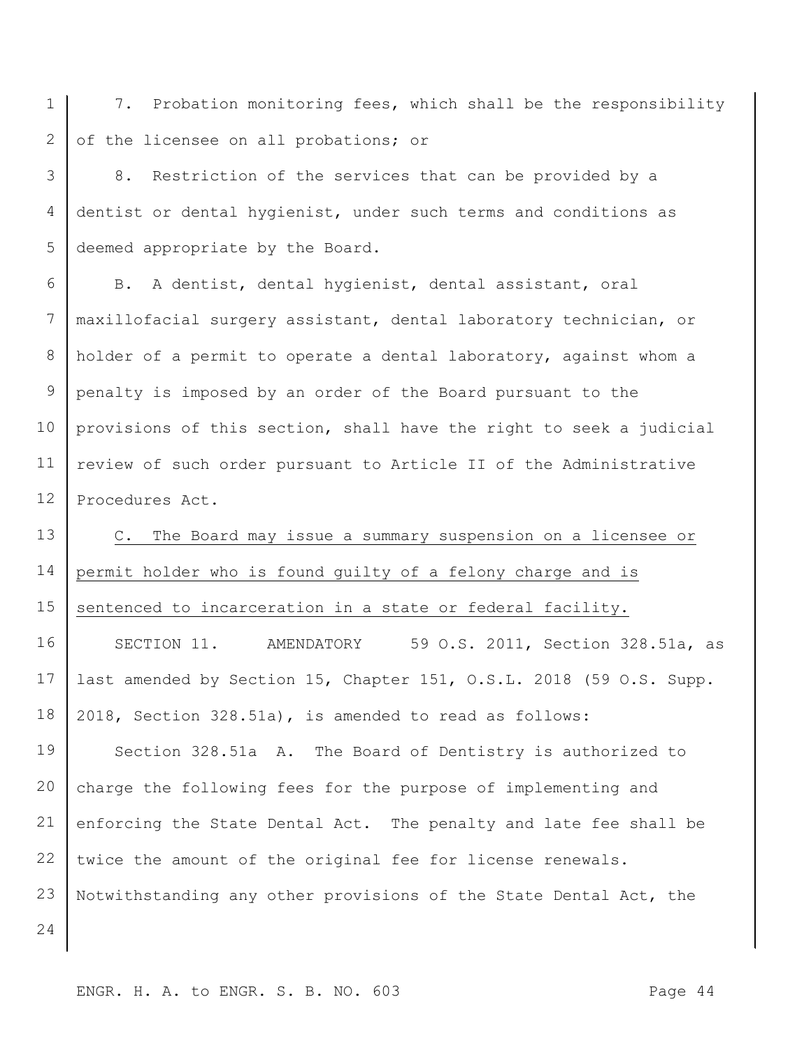7. Probation monitoring fees, which shall be the responsibility of the licensee on all probations; or

8. Restriction of the services that can be provided by a dentist or dental hygienist, under such terms and conditions as deemed appropriate by the Board.

B. A dentist, dental hygienist, dental assistant, oral maxillofacial surgery assistant, dental laboratory technician, or holder of a permit to operate a dental laboratory, against whom a penalty is imposed by an order of the Board pursuant to the provisions of this section, shall have the right to seek a judicial review of such order pursuant to Article II of the Administrative Procedures Act.

<u>C. The Board may issue a summary suspension on a licensee or permit holder who is found guilty of a felony charge and is sentenced to incarceration in a state or federal facility.</u>

SECTION 11. AMENDATORY 59 O.S. 2011, Section 328.51a, as last amended by Section 15, Chapter 151, O.S.L. 2018 (59 O.S. Supp. 2018, Section 328.51a), is amended to read as follows:

Section 328.51a A. The Board of Dentistry is authorized to charge the following fees for the purpose of implementing and enforcing the State Dental Act. The penalty and late fee shall be twice the amount of the original fee for license renewals. Notwithstanding any other provisions of the State Dental Act, the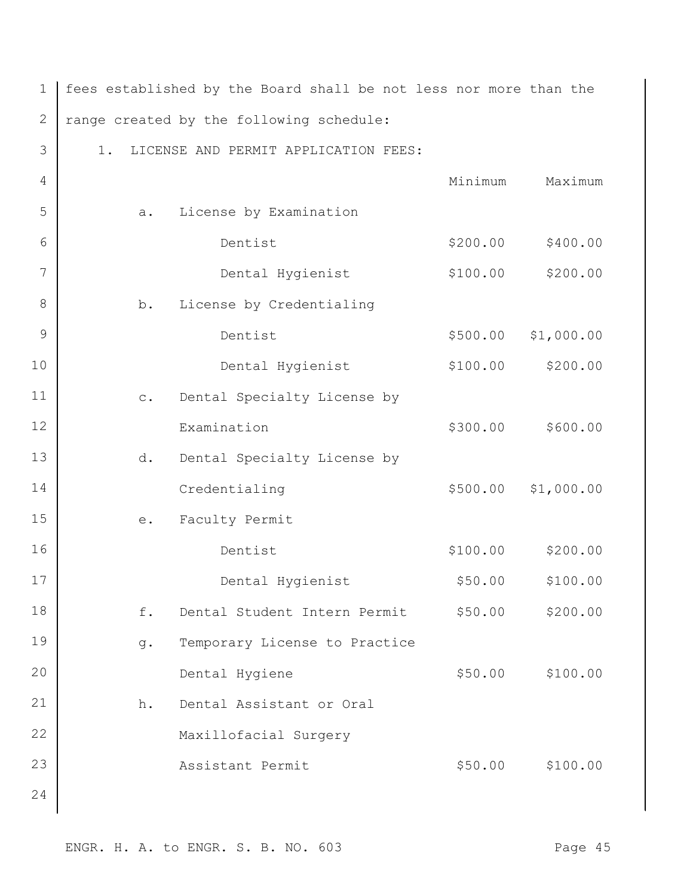fees established by the Board shall be not less nor more than the range created by the following schedule:

1. LICENSE AND PERMIT APPLICATION FEES:

| | Minimum | Maximum |
|---|---|---|
| a. License by Examination | | |
| Dentist | $200.00 | $400.00 |
| Dental Hygienist | $100.00 | $200.00 |
| b. License by Credentialing | | |
| Dentist | $500.00 | $1,000.00 |
| Dental Hygienist | $100.00 | $200.00 |
| c. Dental Specialty License by Examination | $300.00 | $600.00 |
| d. Dental Specialty License by Credentialing | $500.00 | $1,000.00 |
| e. Faculty Permit | | |
| Dentist | $100.00 | $200.00 |
| Dental Hygienist | $50.00 | $100.00 |
| f. Dental Student Intern Permit | $50.00 | $200.00 |
| g. Temporary License to Practice Dental Hygiene | $50.00 | $100.00 |
| h. Dental Assistant or Oral Maxillofacial Surgery Assistant Permit | $50.00 | $100.00 |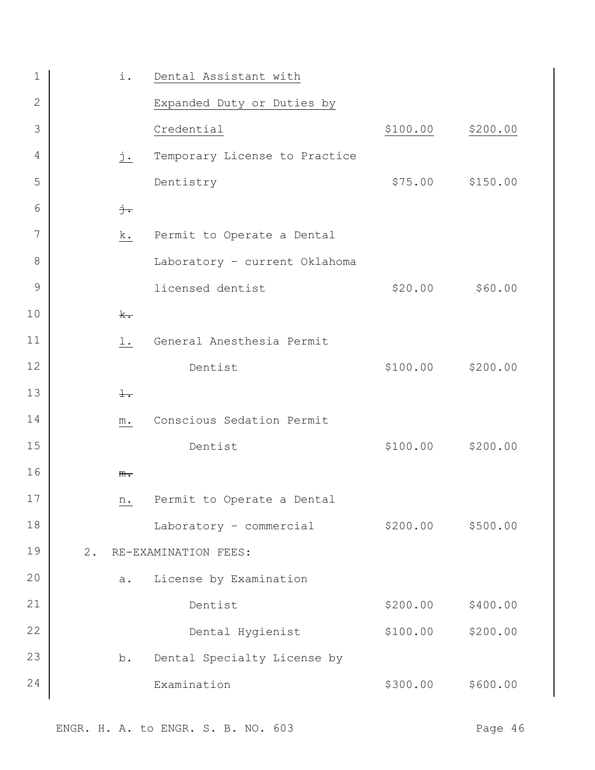| | | | |
|---|---|---|---|
| i. | Dental Assistant with Expanded Duty or Duties by Credential | $100.00 | $200.00 |
| j. | Temporary License to Practice Dentistry | $75.00 | $150.00 |
| ~~j.~~ k. | Permit to Operate a Dental Laboratory – current Oklahoma licensed dentist | $20.00 | $60.00 |
| ~~k.~~ l. | General Anesthesia Permit | | |
| | Dentist | $100.00 | $200.00 |
| ~~l.~~ m. | Conscious Sedation Permit | | |
| | Dentist | $100.00 | $200.00 |
| ~~m.~~ n. | Permit to Operate a Dental Laboratory – commercial | $200.00 | $500.00 |

2. RE-EXAMINATION FEES:

| | | | |
|---|---|---|---|
| a. | License by Examination | | |
| | Dentist | $200.00 | $400.00 |
| | Dental Hygienist | $100.00 | $200.00 |
| b. | Dental Specialty License by Examination | $300.00 | $600.00 |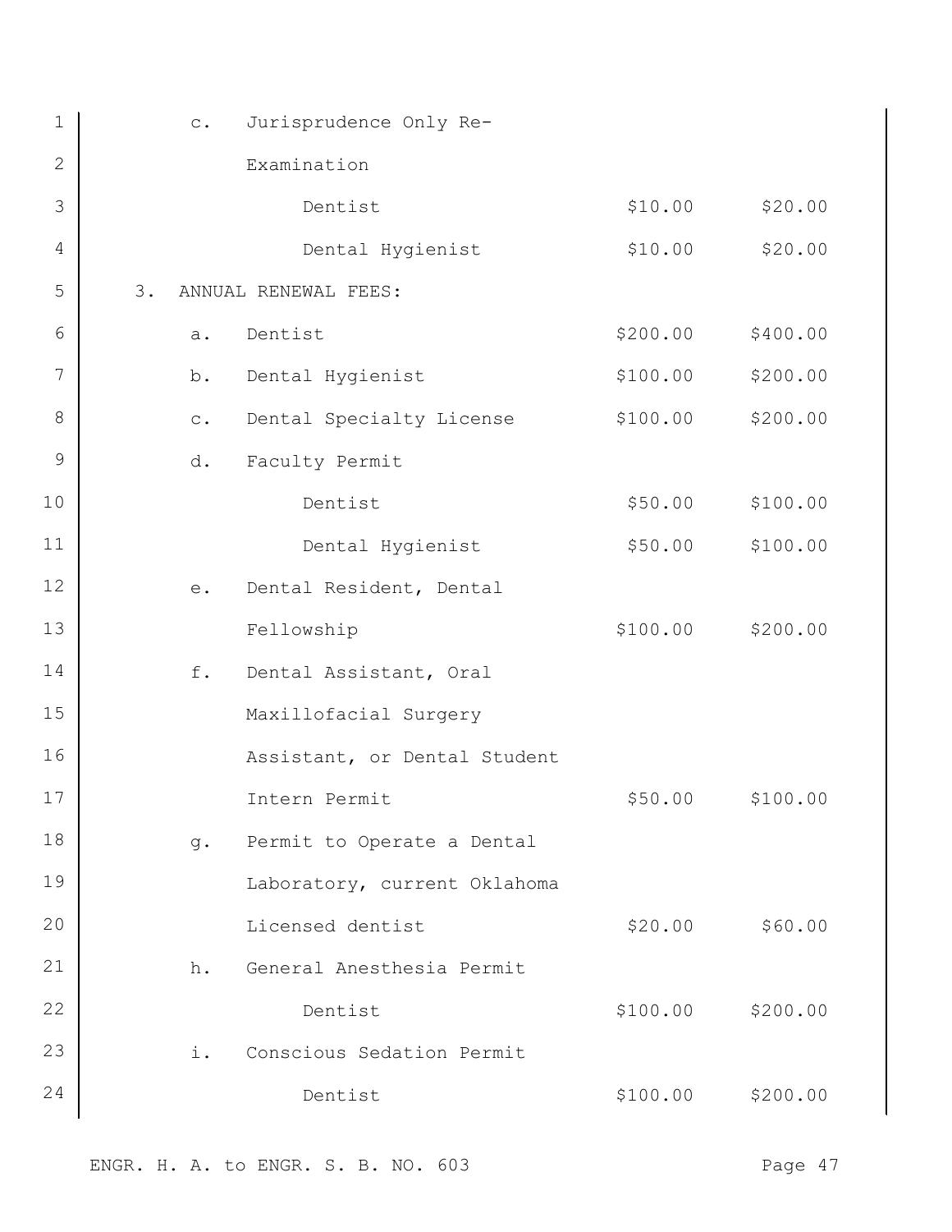| | | |
|---|---|---|
| c. Jurisprudence Only Re-Examination | | |
| Dentist | $10.00 | $20.00 |
| Dental Hygienist | $10.00 | $20.00 |
| 3. ANNUAL RENEWAL FEES: | | |
| a. Dentist | $200.00 | $400.00 |
| b. Dental Hygienist | $100.00 | $200.00 |
| c. Dental Specialty License | $100.00 | $200.00 |
| d. Faculty Permit | | |
| Dentist | $50.00 | $100.00 |
| Dental Hygienist | $50.00 | $100.00 |
| e. Dental Resident, Dental Fellowship | $100.00 | $200.00 |
| f. Dental Assistant, Oral Maxillofacial Surgery Assistant, or Dental Student Intern Permit | $50.00 | $100.00 |
| g. Permit to Operate a Dental Laboratory, current Oklahoma Licensed dentist | $20.00 | $60.00 |
| h. General Anesthesia Permit | | |
| Dentist | $100.00 | $200.00 |
| i. Conscious Sedation Permit | | |
| Dentist | $100.00 | $200.00 |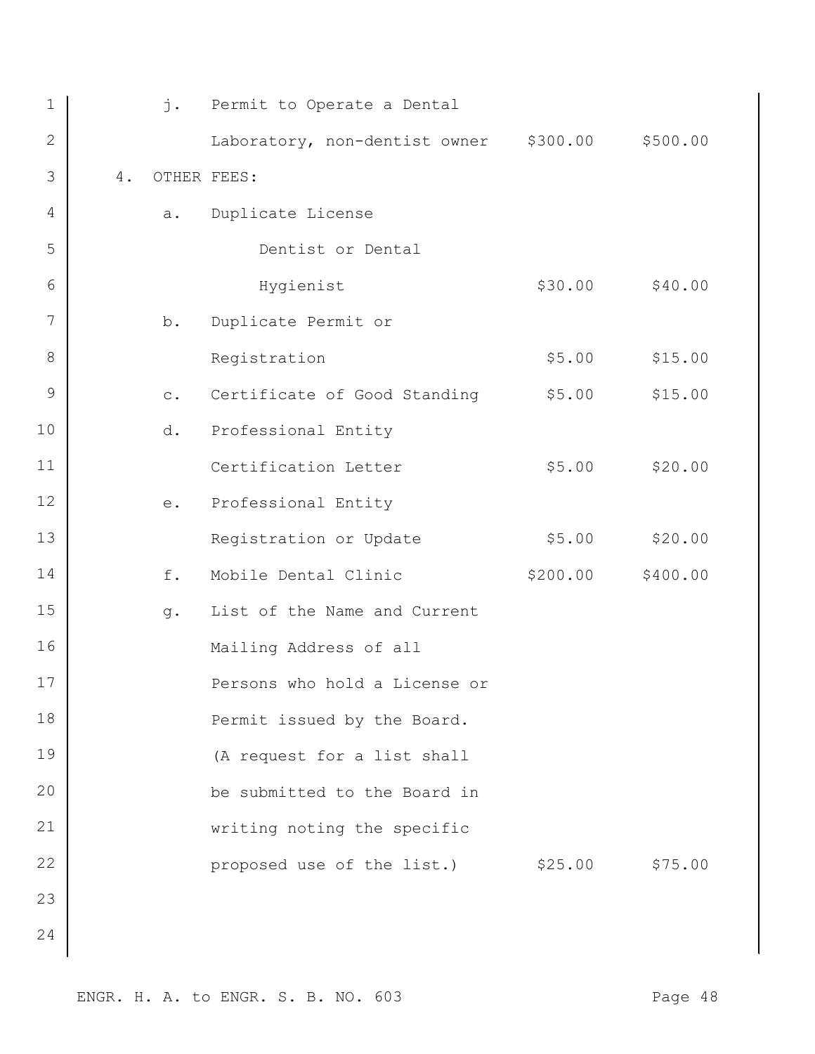| | | | |
|---|---|---|---|
| j. | Permit to Operate a Dental Laboratory, non-dentist owner | $300.00 | $500.00 |
| **4. OTHER FEES:** | | | |
| a. | Duplicate License<br>Dentist or Dental Hygienist | $30.00 | $40.00 |
| b. | Duplicate Permit or Registration | $5.00 | $15.00 |
| c. | Certificate of Good Standing | $5.00 | $15.00 |
| d. | Professional Entity Certification Letter | $5.00 | $20.00 |
| e. | Professional Entity Registration or Update | $5.00 | $20.00 |
| f. | Mobile Dental Clinic | $200.00 | $400.00 |
| g. | List of the Name and Current Mailing Address of all Persons who hold a License or Permit issued by the Board. (A request for a list shall be submitted to the Board in writing noting the specific proposed use of the list.) | $25.00 | $75.00 |

ENGR. H. A. to ENGR. S. B. NO. 603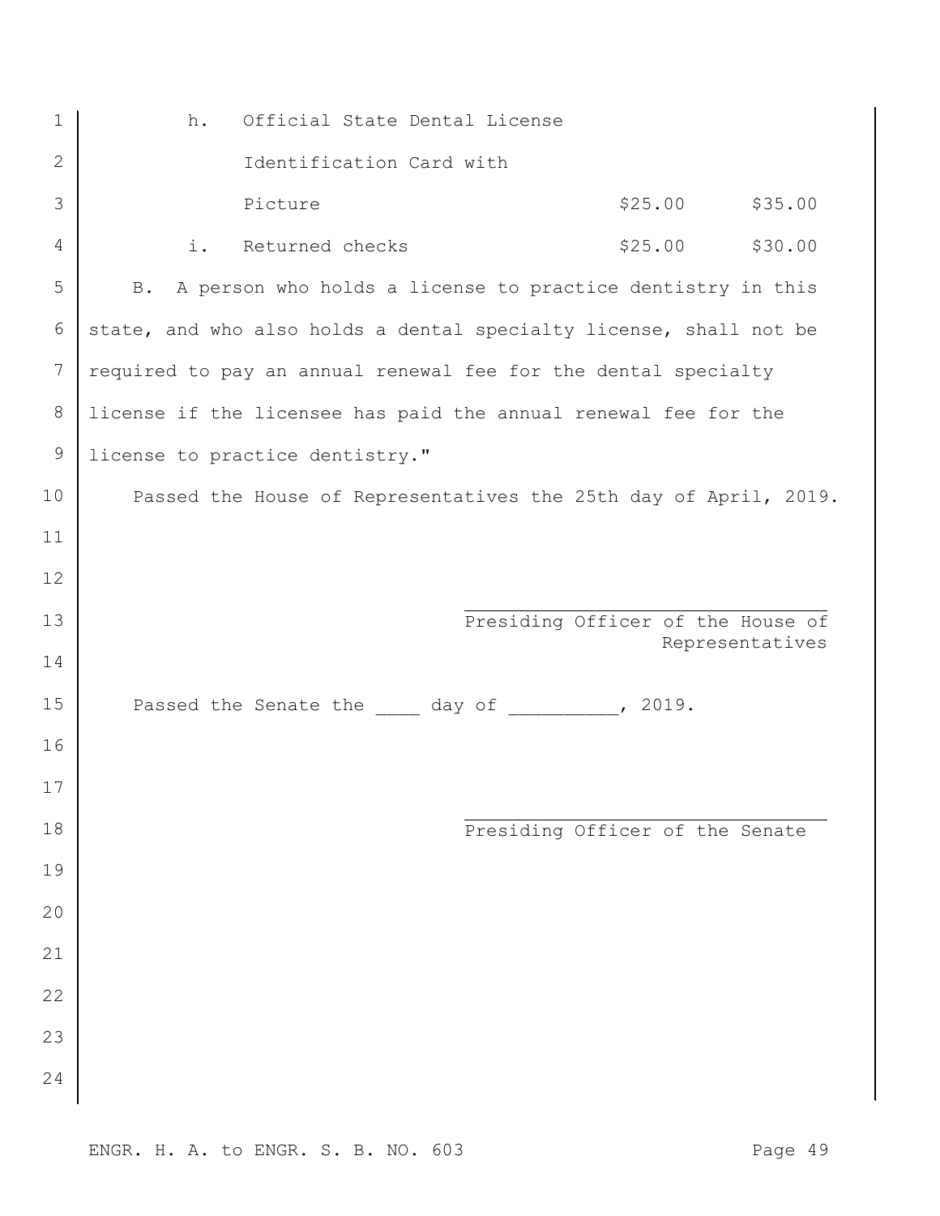| | | | |
|---|---|---|---|
| h. | Official State Dental License Identification Card with Picture | $25.00 | $35.00 |
| i. | Returned checks | $25.00 | $30.00 |

B. A person who holds a license to practice dentistry in this state, and who also holds a dental specialty license, shall not be required to pay an annual renewal fee for the dental specialty license if the licensee has paid the annual renewal fee for the license to practice dentistry."

Passed the House of Representatives the 25th day of April, 2019.

\_\_\_\_\_\_\_\_\_\_\_\_\_\_\_\_\_\_\_\_\_\_\_\_\_\_\_\_\_\_\_\_\_\_\_\_
Presiding Officer of the House of Representatives

Passed the Senate the \_\_\_\_ day of \_\_\_\_\_\_\_\_\_\_, 2019.

\_\_\_\_\_\_\_\_\_\_\_\_\_\_\_\_\_\_\_\_\_\_\_\_\_\_\_\_\_\_\_\_\_\_\_\_
Presiding Officer of the Senate